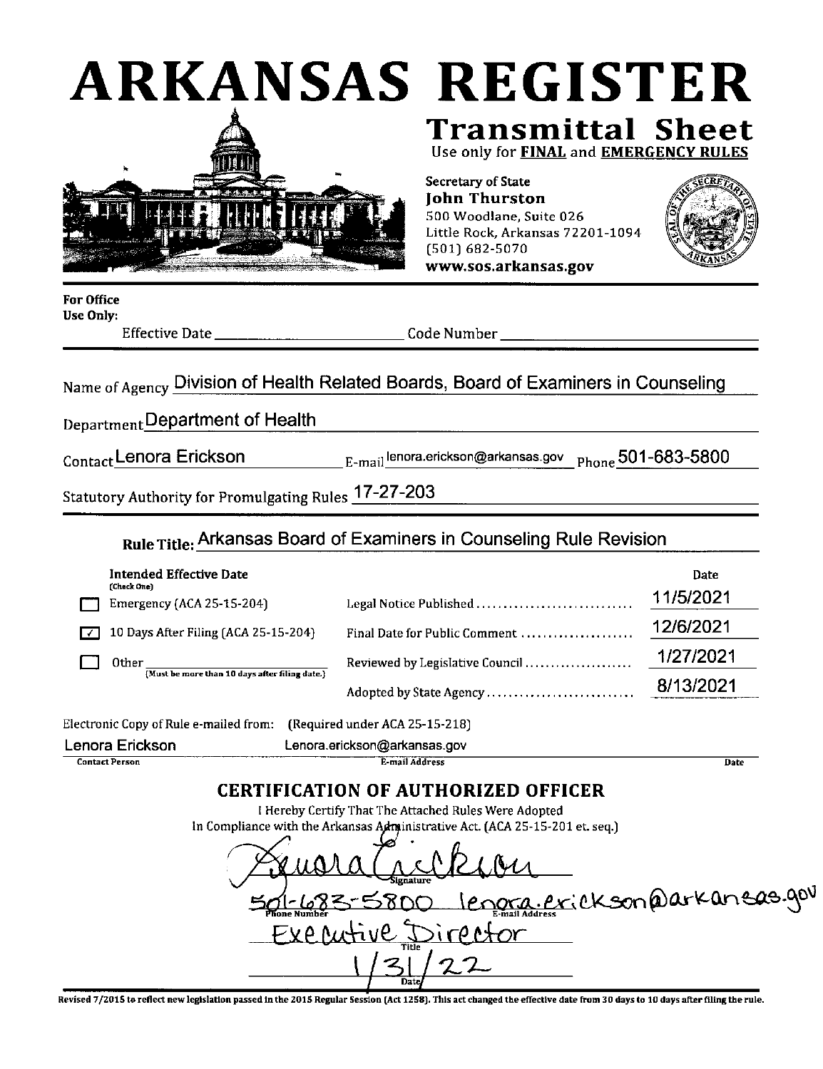# ARKANSAS REGISTER

## Transmittal Sheet

Use only for **FINAL** and **EMERGENCY RULES**

Secretary of State
**John Thurston**
500 Woodlane, Suite 026
Little Rock, Arkansas 72201-1094
(501) 682-5070
**www.sos.arkansas.gov**

**For Office Use Only:**

Effective Date ____________ Code Number ____________

Name of Agency Division of Health Related Boards, Board of Examiners in Counseling

Department Department of Health

Contact Lenora Erickson E-mail lenora.erickson@arkansas.gov Phone 501-683-5800

Statutory Authority for Promulgating Rules 17-27-203

**Rule Title:** Arkansas Board of Examiners in Counseling Rule Revision

**Intended Effective Date** (Check One)

- [ ] Emergency (ACA 25-15-204)
- [x] 10 Days After Filing (ACA 25-15-204)
- [ ] Other ____________ (Must be more than 10 days after filing date.)

| | Date |
|---|---|
| Legal Notice Published | 11/5/2021 |
| Final Date for Public Comment | 12/6/2021 |
| Reviewed by Legislative Council | 1/27/2021 |
| Adopted by State Agency | 8/13/2021 |

Electronic Copy of Rule e-mailed from: (Required under ACA 25-15-218)

Lenora Erickson — Lenora.erickson@arkansas.gov

Contact Person — E-mail Address — Date

## CERTIFICATION OF AUTHORIZED OFFICER

I Hereby Certify That The Attached Rules Were Adopted
In Compliance with the Arkansas Administrative Act. (ACA 25-15-201 et. seq.)

Lenora Erickson
Signature

501-683-5800 — lenora.erickson@arkansas.gov
Phone Number — E-mail Address

Executive Director
Title

1/31/22
Date

Revised 7/2015 to reflect new legislation passed in the 2015 Regular Session (Act 1258). This act changed the effective date from 30 days to 10 days after filing the rule.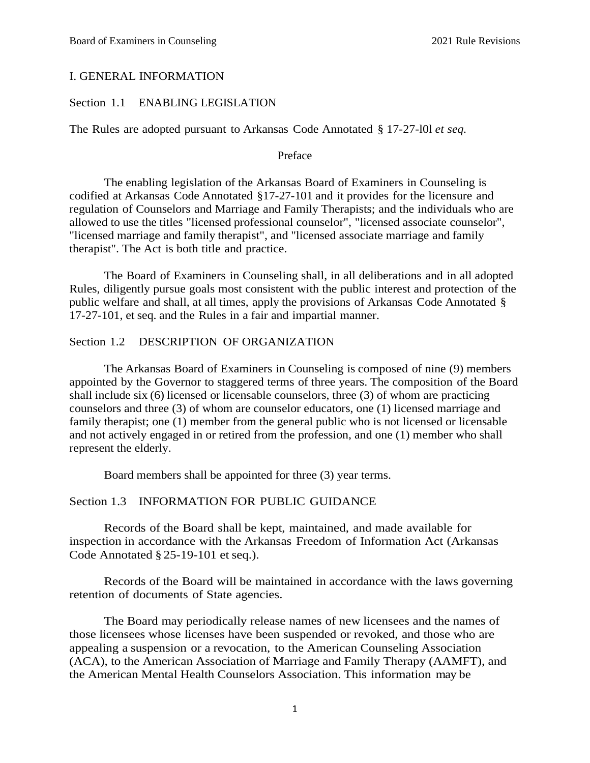# I. GENERAL INFORMATION

## Section 1.1 ENABLING LEGISLATION

The Rules are adopted pursuant to Arkansas Code Annotated § 17-27-l0l *et seq.*

Preface

The enabling legislation of the Arkansas Board of Examiners in Counseling is codified at Arkansas Code Annotated §17-27-101 and it provides for the licensure and regulation of Counselors and Marriage and Family Therapists; and the individuals who are allowed to use the titles "licensed professional counselor", "licensed associate counselor", "licensed marriage and family therapist", and "licensed associate marriage and family therapist". The Act is both title and practice.

The Board of Examiners in Counseling shall, in all deliberations and in all adopted Rules, diligently pursue goals most consistent with the public interest and protection of the public welfare and shall, at all times, apply the provisions of Arkansas Code Annotated § 17-27-101, et seq. and the Rules in a fair and impartial manner.

## Section 1.2 DESCRIPTION OF ORGANIZATION

The Arkansas Board of Examiners in Counseling is composed of nine (9) members appointed by the Governor to staggered terms of three years. The composition of the Board shall include six (6) licensed or licensable counselors, three (3) of whom are practicing counselors and three (3) of whom are counselor educators, one (1) licensed marriage and family therapist; one (1) member from the general public who is not licensed or licensable and not actively engaged in or retired from the profession, and one (1) member who shall represent the elderly.

Board members shall be appointed for three (3) year terms.

## Section 1.3 INFORMATION FOR PUBLIC GUIDANCE

Records of the Board shall be kept, maintained, and made available for inspection in accordance with the Arkansas Freedom of Information Act (Arkansas Code Annotated § 25-19-101 et seq.).

Records of the Board will be maintained in accordance with the laws governing retention of documents of State agencies.

The Board may periodically release names of new licensees and the names of those licensees whose licenses have been suspended or revoked, and those who are appealing a suspension or a revocation, to the American Counseling Association (ACA), to the American Association of Marriage and Family Therapy (AAMFT), and the American Mental Health Counselors Association. This information may be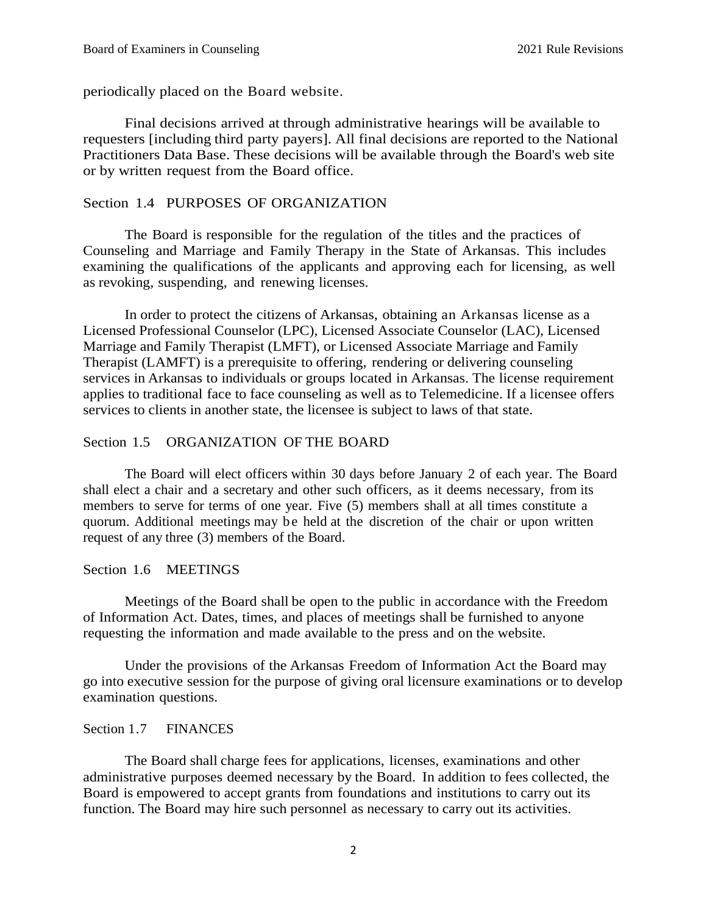periodically placed on the Board website.

Final decisions arrived at through administrative hearings will be available to requesters [including third party payers]. All final decisions are reported to the National Practitioners Data Base. These decisions will be available through the Board's web site or by written request from the Board office.

## Section 1.4 PURPOSES OF ORGANIZATION

The Board is responsible for the regulation of the titles and the practices of Counseling and Marriage and Family Therapy in the State of Arkansas. This includes examining the qualifications of the applicants and approving each for licensing, as well as revoking, suspending, and renewing licenses.

In order to protect the citizens of Arkansas, obtaining an Arkansas license as a Licensed Professional Counselor (LPC), Licensed Associate Counselor (LAC), Licensed Marriage and Family Therapist (LMFT), or Licensed Associate Marriage and Family Therapist (LAMFT) is a prerequisite to offering, rendering or delivering counseling services in Arkansas to individuals or groups located in Arkansas. The license requirement applies to traditional face to face counseling as well as to Telemedicine. If a licensee offers services to clients in another state, the licensee is subject to laws of that state.

## Section 1.5 ORGANIZATION OF THE BOARD

The Board will elect officers within 30 days before January 2 of each year. The Board shall elect a chair and a secretary and other such officers, as it deems necessary, from its members to serve for terms of one year. Five (5) members shall at all times constitute a quorum. Additional meetings may be held at the discretion of the chair or upon written request of any three (3) members of the Board.

## Section 1.6 MEETINGS

Meetings of the Board shall be open to the public in accordance with the Freedom of Information Act. Dates, times, and places of meetings shall be furnished to anyone requesting the information and made available to the press and on the website.

Under the provisions of the Arkansas Freedom of Information Act the Board may go into executive session for the purpose of giving oral licensure examinations or to develop examination questions.

## Section 1.7 FINANCES

The Board shall charge fees for applications, licenses, examinations and other administrative purposes deemed necessary by the Board. In addition to fees collected, the Board is empowered to accept grants from foundations and institutions to carry out its function. The Board may hire such personnel as necessary to carry out its activities.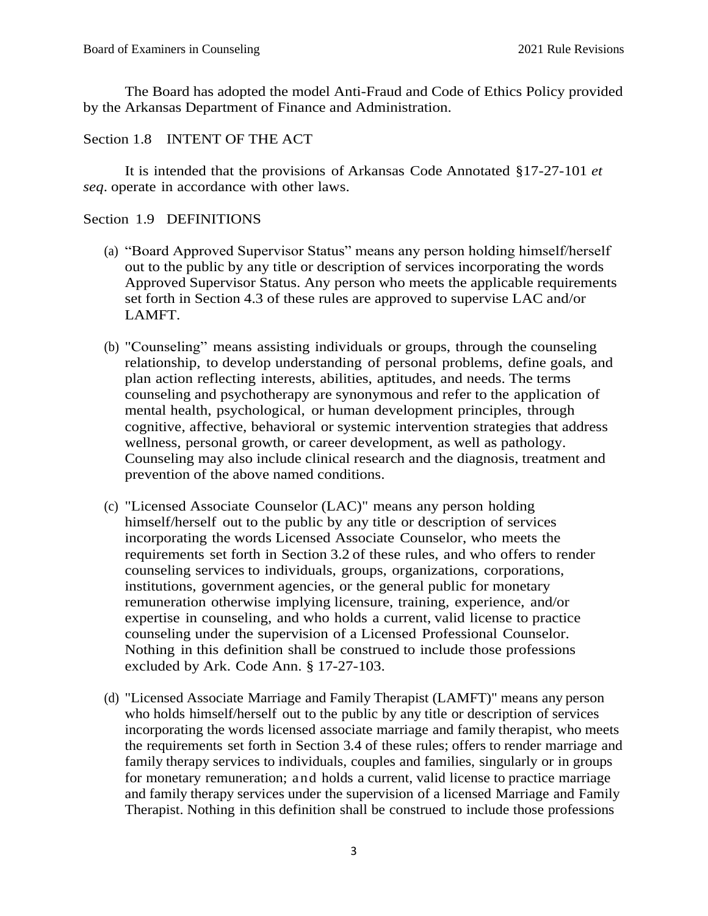The Board has adopted the model Anti-Fraud and Code of Ethics Policy provided by the Arkansas Department of Finance and Administration.

## Section 1.8 INTENT OF THE ACT

It is intended that the provisions of Arkansas Code Annotated §17-27-101 *et seq*. operate in accordance with other laws.

## Section 1.9 DEFINITIONS

(a) "Board Approved Supervisor Status" means any person holding himself/herself out to the public by any title or description of services incorporating the words Approved Supervisor Status. Any person who meets the applicable requirements set forth in Section 4.3 of these rules are approved to supervise LAC and/or LAMFT.

(b) "Counseling" means assisting individuals or groups, through the counseling relationship, to develop understanding of personal problems, define goals, and plan action reflecting interests, abilities, aptitudes, and needs. The terms counseling and psychotherapy are synonymous and refer to the application of mental health, psychological, or human development principles, through cognitive, affective, behavioral or systemic intervention strategies that address wellness, personal growth, or career development, as well as pathology. Counseling may also include clinical research and the diagnosis, treatment and prevention of the above named conditions.

(c) "Licensed Associate Counselor (LAC)" means any person holding himself/herself out to the public by any title or description of services incorporating the words Licensed Associate Counselor, who meets the requirements set forth in Section 3.2 of these rules, and who offers to render counseling services to individuals, groups, organizations, corporations, institutions, government agencies, or the general public for monetary remuneration otherwise implying licensure, training, experience, and/or expertise in counseling, and who holds a current, valid license to practice counseling under the supervision of a Licensed Professional Counselor. Nothing in this definition shall be construed to include those professions excluded by Ark. Code Ann. § 17-27-103.

(d) "Licensed Associate Marriage and Family Therapist (LAMFT)" means any person who holds himself/herself out to the public by any title or description of services incorporating the words licensed associate marriage and family therapist, who meets the requirements set forth in Section 3.4 of these rules; offers to render marriage and family therapy services to individuals, couples and families, singularly or in groups for monetary remuneration; and holds a current, valid license to practice marriage and family therapy services under the supervision of a licensed Marriage and Family Therapist. Nothing in this definition shall be construed to include those professions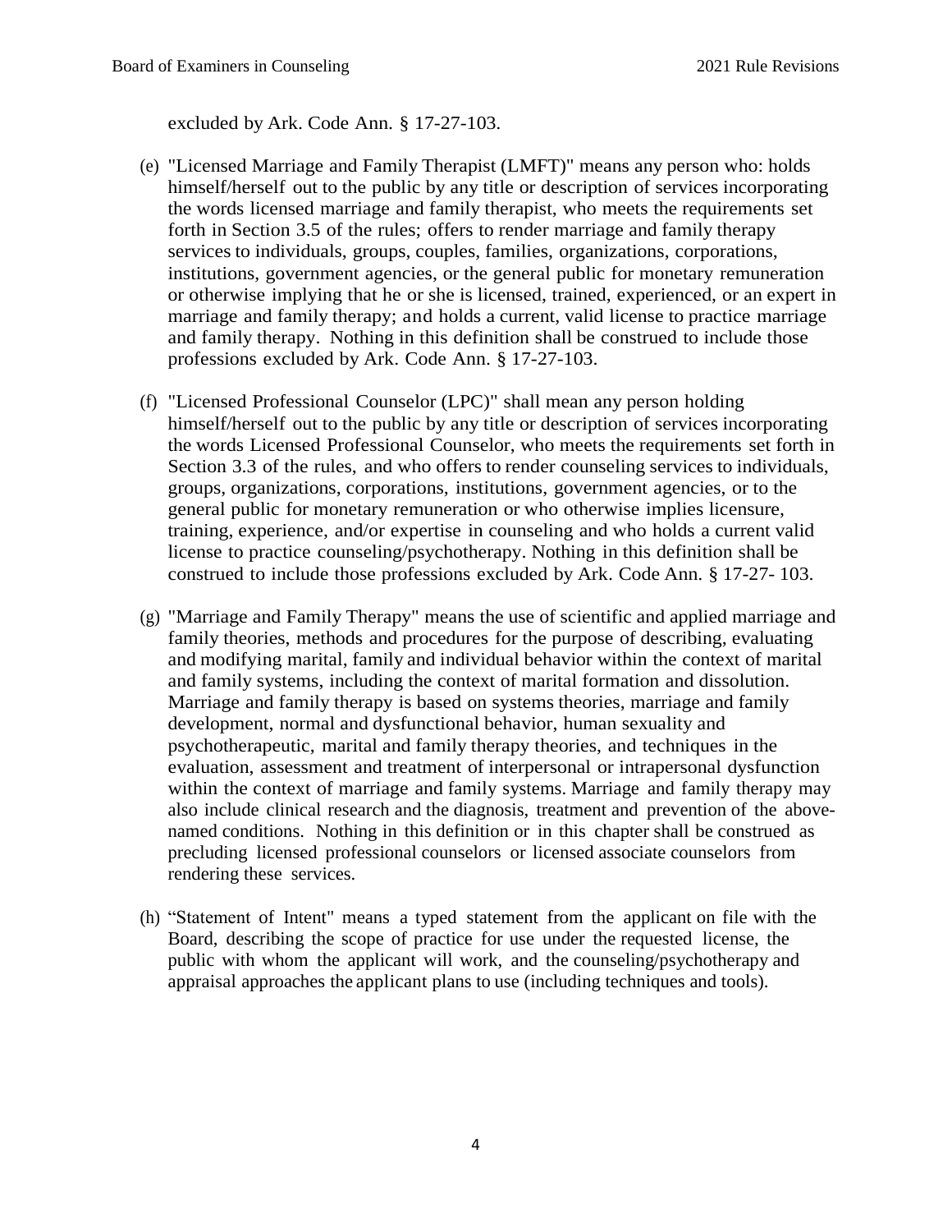excluded by Ark. Code Ann. § 17-27-103.

(e) "Licensed Marriage and Family Therapist (LMFT)" means any person who: holds himself/herself out to the public by any title or description of services incorporating the words licensed marriage and family therapist, who meets the requirements set forth in Section 3.5 of the rules; offers to render marriage and family therapy services to individuals, groups, couples, families, organizations, corporations, institutions, government agencies, or the general public for monetary remuneration or otherwise implying that he or she is licensed, trained, experienced, or an expert in marriage and family therapy; and holds a current, valid license to practice marriage and family therapy. Nothing in this definition shall be construed to include those professions excluded by Ark. Code Ann. § 17-27-103.

(f) "Licensed Professional Counselor (LPC)" shall mean any person holding himself/herself out to the public by any title or description of services incorporating the words Licensed Professional Counselor, who meets the requirements set forth in Section 3.3 of the rules, and who offers to render counseling services to individuals, groups, organizations, corporations, institutions, government agencies, or to the general public for monetary remuneration or who otherwise implies licensure, training, experience, and/or expertise in counseling and who holds a current valid license to practice counseling/psychotherapy. Nothing in this definition shall be construed to include those professions excluded by Ark. Code Ann. § 17-27- 103.

(g) "Marriage and Family Therapy" means the use of scientific and applied marriage and family theories, methods and procedures for the purpose of describing, evaluating and modifying marital, family and individual behavior within the context of marital and family systems, including the context of marital formation and dissolution. Marriage and family therapy is based on systems theories, marriage and family development, normal and dysfunctional behavior, human sexuality and psychotherapeutic, marital and family therapy theories, and techniques in the evaluation, assessment and treatment of interpersonal or intrapersonal dysfunction within the context of marriage and family systems. Marriage and family therapy may also include clinical research and the diagnosis, treatment and prevention of the above-named conditions. Nothing in this definition or in this chapter shall be construed as precluding licensed professional counselors or licensed associate counselors from rendering these services.

(h) "Statement of Intent" means a typed statement from the applicant on file with the Board, describing the scope of practice for use under the requested license, the public with whom the applicant will work, and the counseling/psychotherapy and appraisal approaches the applicant plans to use (including techniques and tools).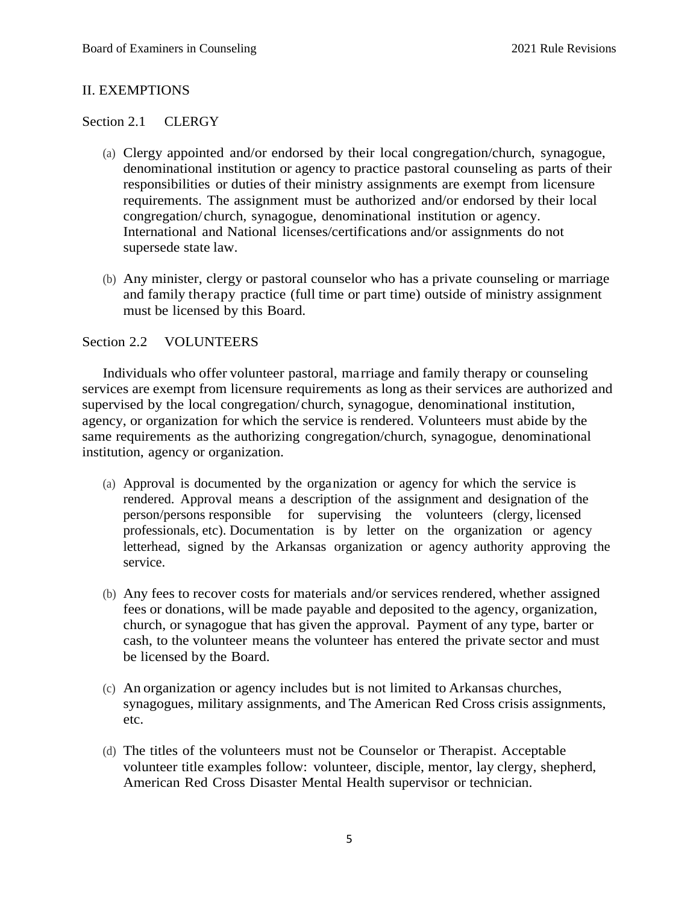## II. EXEMPTIONS

### Section 2.1 CLERGY

(a) Clergy appointed and/or endorsed by their local congregation/church, synagogue, denominational institution or agency to practice pastoral counseling as parts of their responsibilities or duties of their ministry assignments are exempt from licensure requirements. The assignment must be authorized and/or endorsed by their local congregation/church, synagogue, denominational institution or agency. International and National licenses/certifications and/or assignments do not supersede state law.

(b) Any minister, clergy or pastoral counselor who has a private counseling or marriage and family therapy practice (full time or part time) outside of ministry assignment must be licensed by this Board.

### Section 2.2 VOLUNTEERS

Individuals who offer volunteer pastoral, marriage and family therapy or counseling services are exempt from licensure requirements as long as their services are authorized and supervised by the local congregation/church, synagogue, denominational institution, agency, or organization for which the service is rendered. Volunteers must abide by the same requirements as the authorizing congregation/church, synagogue, denominational institution, agency or organization.

(a) Approval is documented by the organization or agency for which the service is rendered. Approval means a description of the assignment and designation of the person/persons responsible for supervising the volunteers (clergy, licensed professionals, etc). Documentation is by letter on the organization or agency letterhead, signed by the Arkansas organization or agency authority approving the service.

(b) Any fees to recover costs for materials and/or services rendered, whether assigned fees or donations, will be made payable and deposited to the agency, organization, church, or synagogue that has given the approval. Payment of any type, barter or cash, to the volunteer means the volunteer has entered the private sector and must be licensed by the Board.

(c) An organization or agency includes but is not limited to Arkansas churches, synagogues, military assignments, and The American Red Cross crisis assignments, etc.

(d) The titles of the volunteers must not be Counselor or Therapist. Acceptable volunteer title examples follow: volunteer, disciple, mentor, lay clergy, shepherd, American Red Cross Disaster Mental Health supervisor or technician.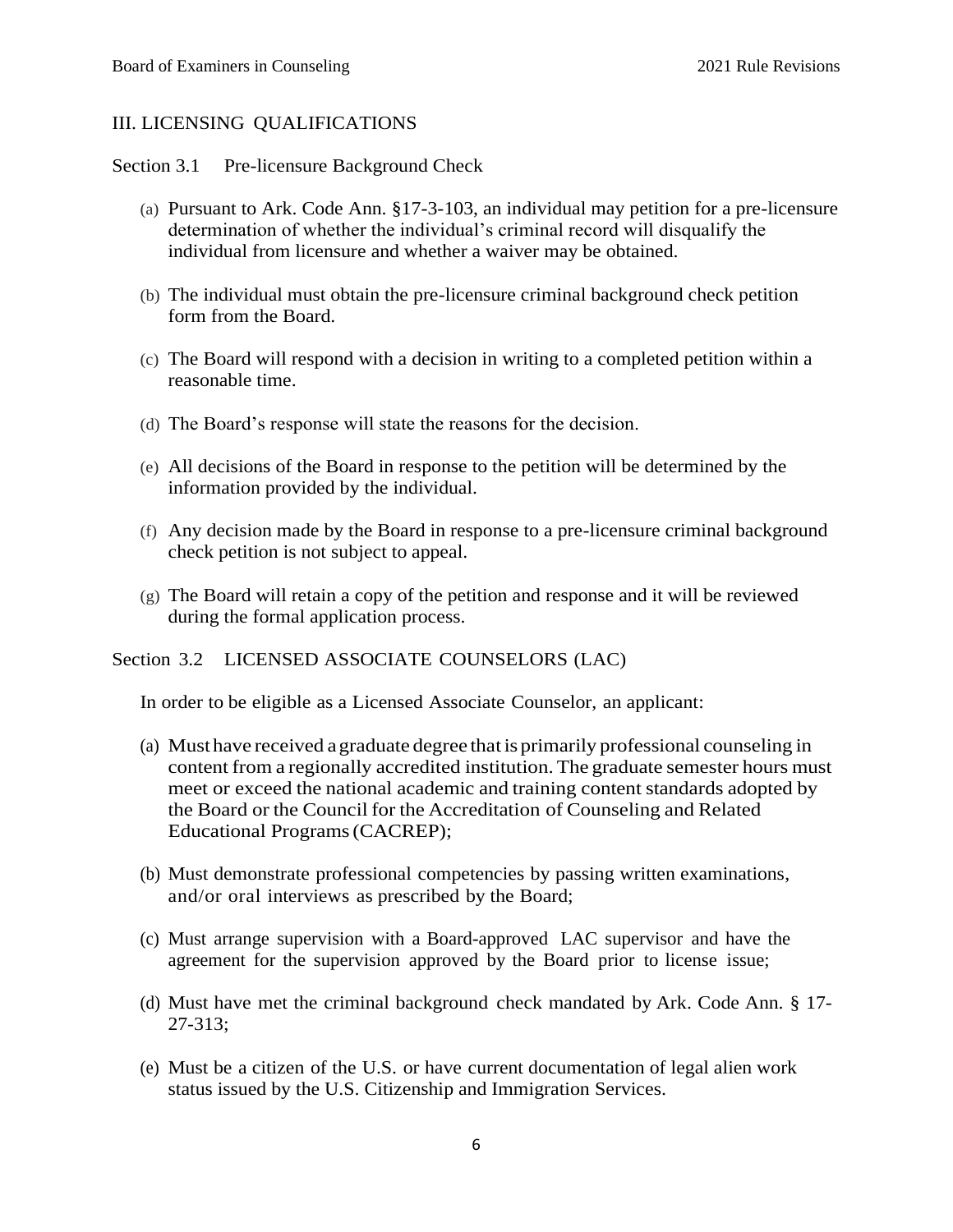## III. LICENSING QUALIFICATIONS

### Section 3.1 Pre-licensure Background Check

(a) Pursuant to Ark. Code Ann. §17-3-103, an individual may petition for a pre-licensure determination of whether the individual's criminal record will disqualify the individual from licensure and whether a waiver may be obtained.

(b) The individual must obtain the pre-licensure criminal background check petition form from the Board.

(c) The Board will respond with a decision in writing to a completed petition within a reasonable time.

(d) The Board's response will state the reasons for the decision.

(e) All decisions of the Board in response to the petition will be determined by the information provided by the individual.

(f) Any decision made by the Board in response to a pre-licensure criminal background check petition is not subject to appeal.

(g) The Board will retain a copy of the petition and response and it will be reviewed during the formal application process.

### Section 3.2 LICENSED ASSOCIATE COUNSELORS (LAC)

In order to be eligible as a Licensed Associate Counselor, an applicant:

(a) Must have received a graduate degree that is primarily professional counseling in content from a regionally accredited institution. The graduate semester hours must meet or exceed the national academic and training content standards adopted by the Board or the Council for the Accreditation of Counseling and Related Educational Programs (CACREP);

(b) Must demonstrate professional competencies by passing written examinations, and/or oral interviews as prescribed by the Board;

(c) Must arrange supervision with a Board-approved LAC supervisor and have the agreement for the supervision approved by the Board prior to license issue;

(d) Must have met the criminal background check mandated by Ark. Code Ann. § 17-27-313;

(e) Must be a citizen of the U.S. or have current documentation of legal alien work status issued by the U.S. Citizenship and Immigration Services.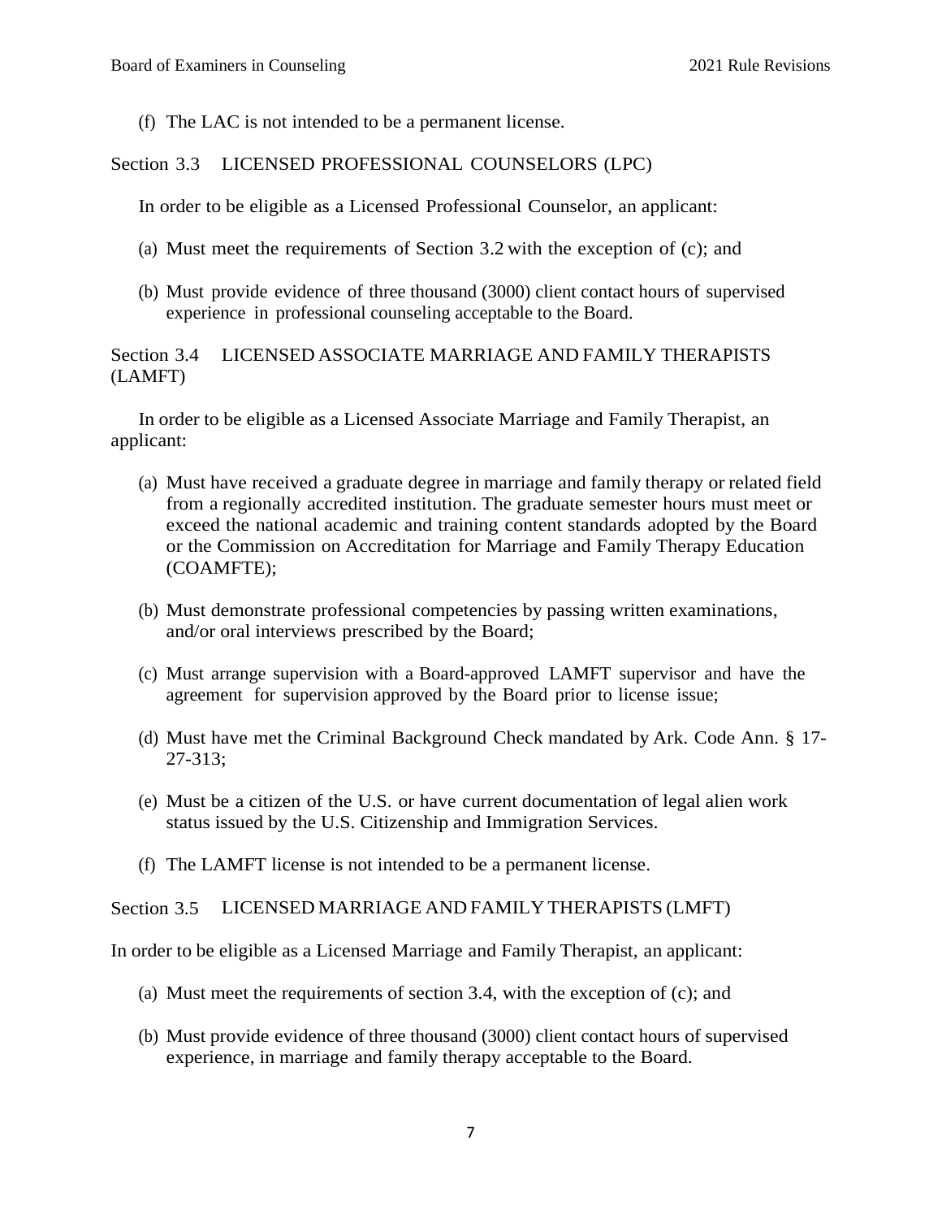(f) The LAC is not intended to be a permanent license.

## Section 3.3 LICENSED PROFESSIONAL COUNSELORS (LPC)

In order to be eligible as a Licensed Professional Counselor, an applicant:

(a) Must meet the requirements of Section 3.2 with the exception of (c); and

(b) Must provide evidence of three thousand (3000) client contact hours of supervised experience in professional counseling acceptable to the Board.

## Section 3.4 LICENSED ASSOCIATE MARRIAGE AND FAMILY THERAPISTS (LAMFT)

In order to be eligible as a Licensed Associate Marriage and Family Therapist, an applicant:

(a) Must have received a graduate degree in marriage and family therapy or related field from a regionally accredited institution. The graduate semester hours must meet or exceed the national academic and training content standards adopted by the Board or the Commission on Accreditation for Marriage and Family Therapy Education (COAMFTE);

(b) Must demonstrate professional competencies by passing written examinations, and/or oral interviews prescribed by the Board;

(c) Must arrange supervision with a Board-approved LAMFT supervisor and have the agreement for supervision approved by the Board prior to license issue;

(d) Must have met the Criminal Background Check mandated by Ark. Code Ann. § 17-27-313;

(e) Must be a citizen of the U.S. or have current documentation of legal alien work status issued by the U.S. Citizenship and Immigration Services.

(f) The LAMFT license is not intended to be a permanent license.

## Section 3.5 LICENSED MARRIAGE AND FAMILY THERAPISTS (LMFT)

In order to be eligible as a Licensed Marriage and Family Therapist, an applicant:

(a) Must meet the requirements of section 3.4, with the exception of (c); and

(b) Must provide evidence of three thousand (3000) client contact hours of supervised experience, in marriage and family therapy acceptable to the Board.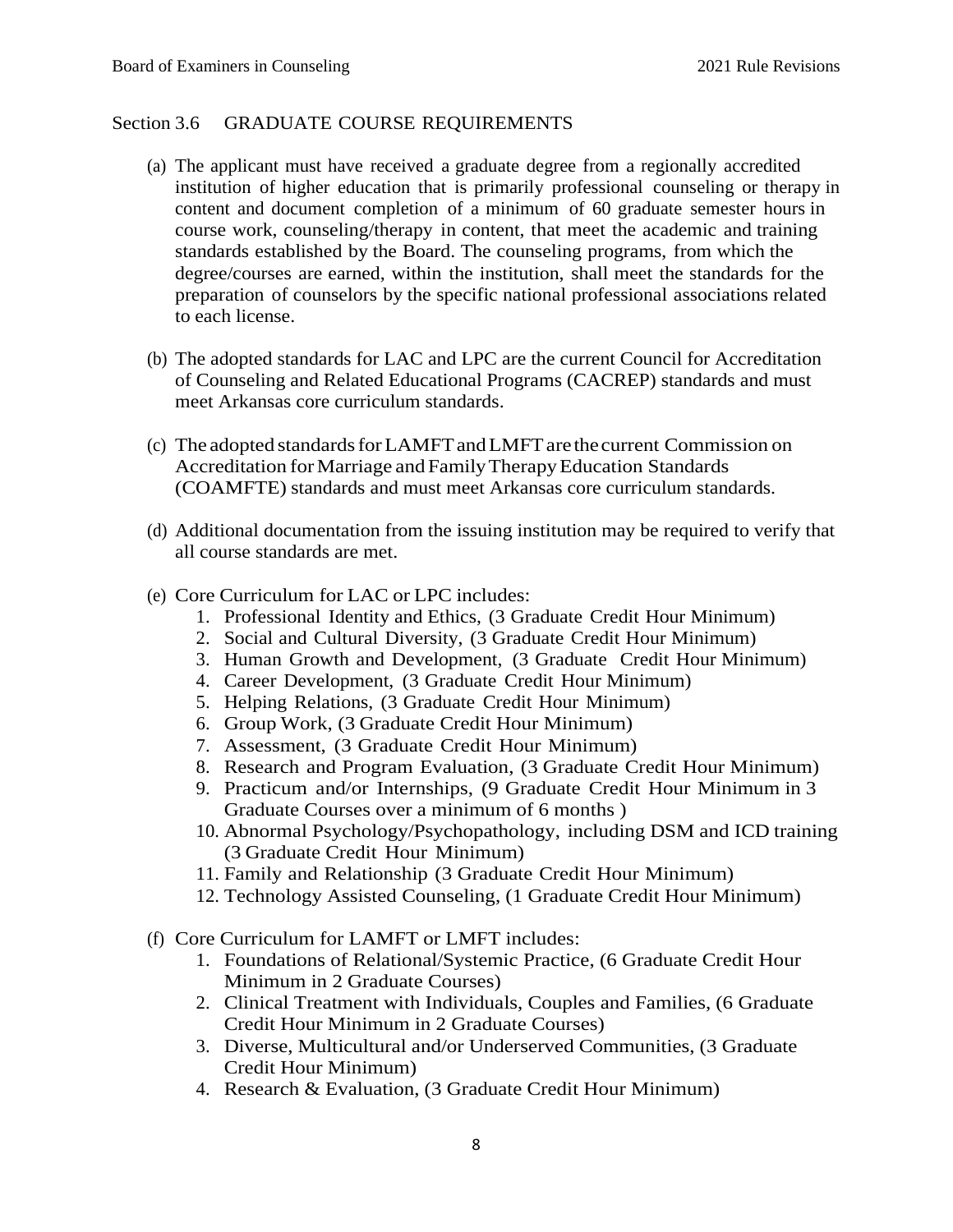## Section 3.6 GRADUATE COURSE REQUIREMENTS

(a) The applicant must have received a graduate degree from a regionally accredited institution of higher education that is primarily professional counseling or therapy in content and document completion of a minimum of 60 graduate semester hours in course work, counseling/therapy in content, that meet the academic and training standards established by the Board. The counseling programs, from which the degree/courses are earned, within the institution, shall meet the standards for the preparation of counselors by the specific national professional associations related to each license.

(b) The adopted standards for LAC and LPC are the current Council for Accreditation of Counseling and Related Educational Programs (CACREP) standards and must meet Arkansas core curriculum standards.

(c) The adopted standards for LAMFT and LMFT are the current Commission on Accreditation for Marriage and Family Therapy Education Standards (COAMFTE) standards and must meet Arkansas core curriculum standards.

(d) Additional documentation from the issuing institution may be required to verify that all course standards are met.

(e) Core Curriculum for LAC or LPC includes:

1. Professional Identity and Ethics, (3 Graduate Credit Hour Minimum)
2. Social and Cultural Diversity, (3 Graduate Credit Hour Minimum)
3. Human Growth and Development, (3 Graduate Credit Hour Minimum)
4. Career Development, (3 Graduate Credit Hour Minimum)
5. Helping Relations, (3 Graduate Credit Hour Minimum)
6. Group Work, (3 Graduate Credit Hour Minimum)
7. Assessment, (3 Graduate Credit Hour Minimum)
8. Research and Program Evaluation, (3 Graduate Credit Hour Minimum)
9. Practicum and/or Internships, (9 Graduate Credit Hour Minimum in 3 Graduate Courses over a minimum of 6 months )
10. Abnormal Psychology/Psychopathology, including DSM and ICD training (3 Graduate Credit Hour Minimum)
11. Family and Relationship (3 Graduate Credit Hour Minimum)
12. Technology Assisted Counseling, (1 Graduate Credit Hour Minimum)

(f) Core Curriculum for LAMFT or LMFT includes:

1. Foundations of Relational/Systemic Practice, (6 Graduate Credit Hour Minimum in 2 Graduate Courses)
2. Clinical Treatment with Individuals, Couples and Families, (6 Graduate Credit Hour Minimum in 2 Graduate Courses)
3. Diverse, Multicultural and/or Underserved Communities, (3 Graduate Credit Hour Minimum)
4. Research & Evaluation, (3 Graduate Credit Hour Minimum)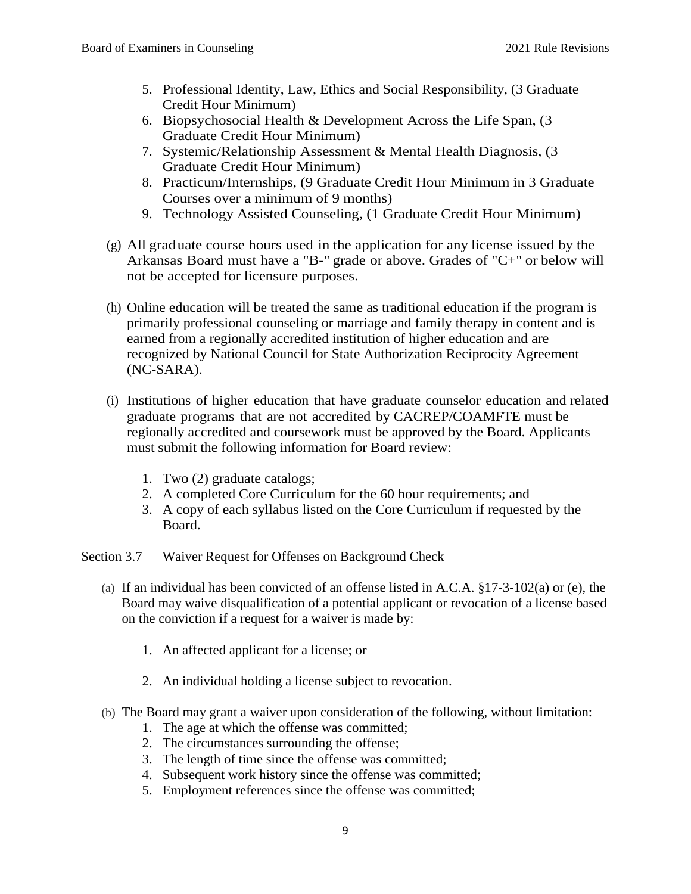5. Professional Identity, Law, Ethics and Social Responsibility, (3 Graduate Credit Hour Minimum)
6. Biopsychosocial Health & Development Across the Life Span, (3 Graduate Credit Hour Minimum)
7. Systemic/Relationship Assessment & Mental Health Diagnosis, (3 Graduate Credit Hour Minimum)
8. Practicum/Internships, (9 Graduate Credit Hour Minimum in 3 Graduate Courses over a minimum of 9 months)
9. Technology Assisted Counseling, (1 Graduate Credit Hour Minimum)

(g) All graduate course hours used in the application for any license issued by the Arkansas Board must have a "B-" grade or above. Grades of "C+" or below will not be accepted for licensure purposes.

(h) Online education will be treated the same as traditional education if the program is primarily professional counseling or marriage and family therapy in content and is earned from a regionally accredited institution of higher education and are recognized by National Council for State Authorization Reciprocity Agreement (NC-SARA).

(i) Institutions of higher education that have graduate counselor education and related graduate programs that are not accredited by CACREP/COAMFTE must be regionally accredited and coursework must be approved by the Board. Applicants must submit the following information for Board review:

1. Two (2) graduate catalogs;
2. A completed Core Curriculum for the 60 hour requirements; and
3. A copy of each syllabus listed on the Core Curriculum if requested by the Board.

Section 3.7 Waiver Request for Offenses on Background Check

(a) If an individual has been convicted of an offense listed in A.C.A. §17-3-102(a) or (e), the Board may waive disqualification of a potential applicant or revocation of a license based on the conviction if a request for a waiver is made by:

1. An affected applicant for a license; or
2. An individual holding a license subject to revocation.

(b) The Board may grant a waiver upon consideration of the following, without limitation:

1. The age at which the offense was committed;
2. The circumstances surrounding the offense;
3. The length of time since the offense was committed;
4. Subsequent work history since the offense was committed;
5. Employment references since the offense was committed;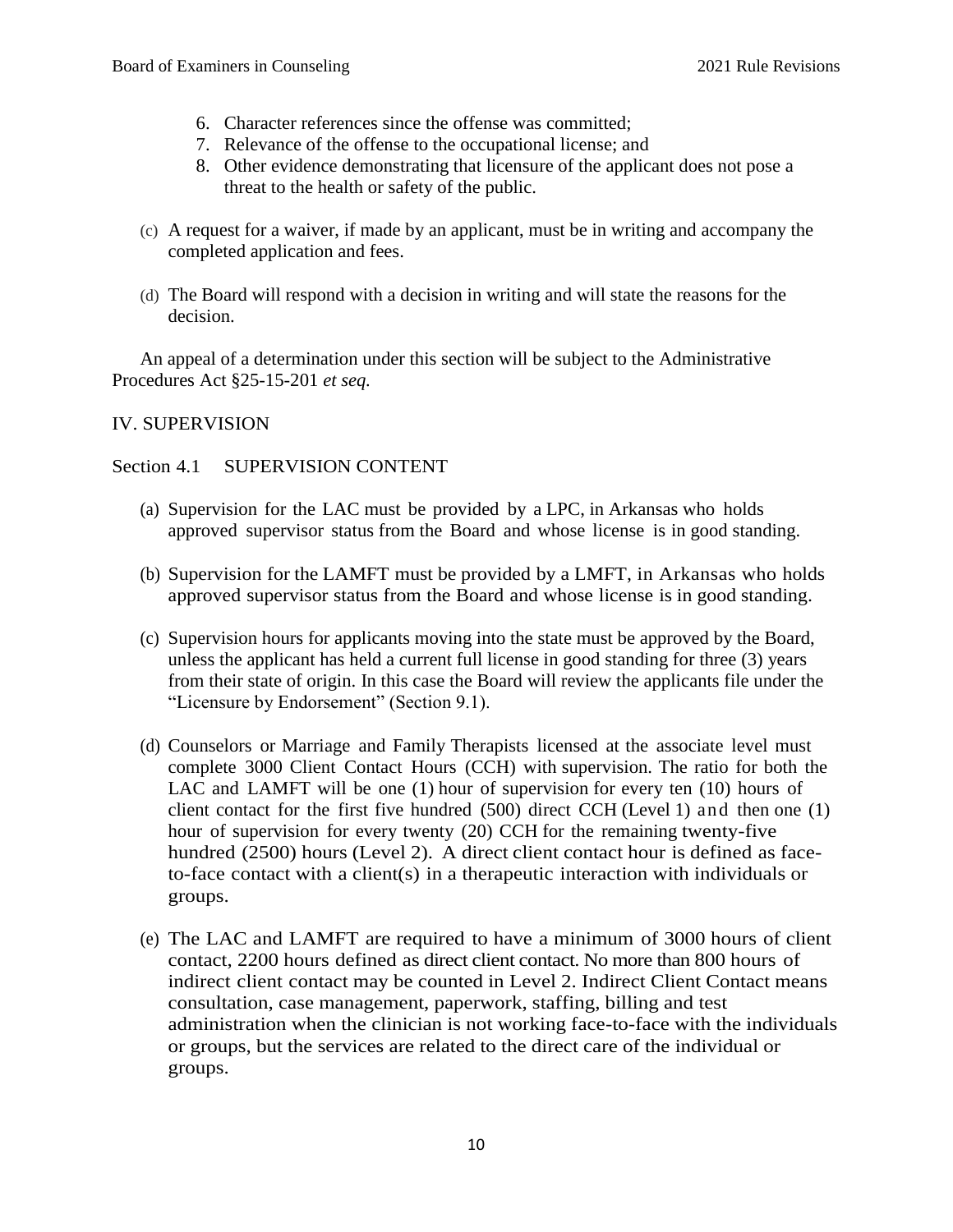6. Character references since the offense was committed;
7. Relevance of the offense to the occupational license; and
8. Other evidence demonstrating that licensure of the applicant does not pose a threat to the health or safety of the public.

(c) A request for a waiver, if made by an applicant, must be in writing and accompany the completed application and fees.

(d) The Board will respond with a decision in writing and will state the reasons for the decision.

An appeal of a determination under this section will be subject to the Administrative Procedures Act §25-15-201 *et seq.*

## IV. SUPERVISION

### Section 4.1 SUPERVISION CONTENT

(a) Supervision for the LAC must be provided by a LPC, in Arkansas who holds approved supervisor status from the Board and whose license is in good standing.

(b) Supervision for the LAMFT must be provided by a LMFT, in Arkansas who holds approved supervisor status from the Board and whose license is in good standing.

(c) Supervision hours for applicants moving into the state must be approved by the Board, unless the applicant has held a current full license in good standing for three (3) years from their state of origin. In this case the Board will review the applicants file under the "Licensure by Endorsement" (Section 9.1).

(d) Counselors or Marriage and Family Therapists licensed at the associate level must complete 3000 Client Contact Hours (CCH) with supervision. The ratio for both the LAC and LAMFT will be one (1) hour of supervision for every ten (10) hours of client contact for the first five hundred (500) direct CCH (Level 1) and then one (1) hour of supervision for every twenty (20) CCH for the remaining twenty-five hundred (2500) hours (Level 2). A direct client contact hour is defined as face-to-face contact with a client(s) in a therapeutic interaction with individuals or groups.

(e) The LAC and LAMFT are required to have a minimum of 3000 hours of client contact, 2200 hours defined as direct client contact. No more than 800 hours of indirect client contact may be counted in Level 2. Indirect Client Contact means consultation, case management, paperwork, staffing, billing and test administration when the clinician is not working face-to-face with the individuals or groups, but the services are related to the direct care of the individual or groups.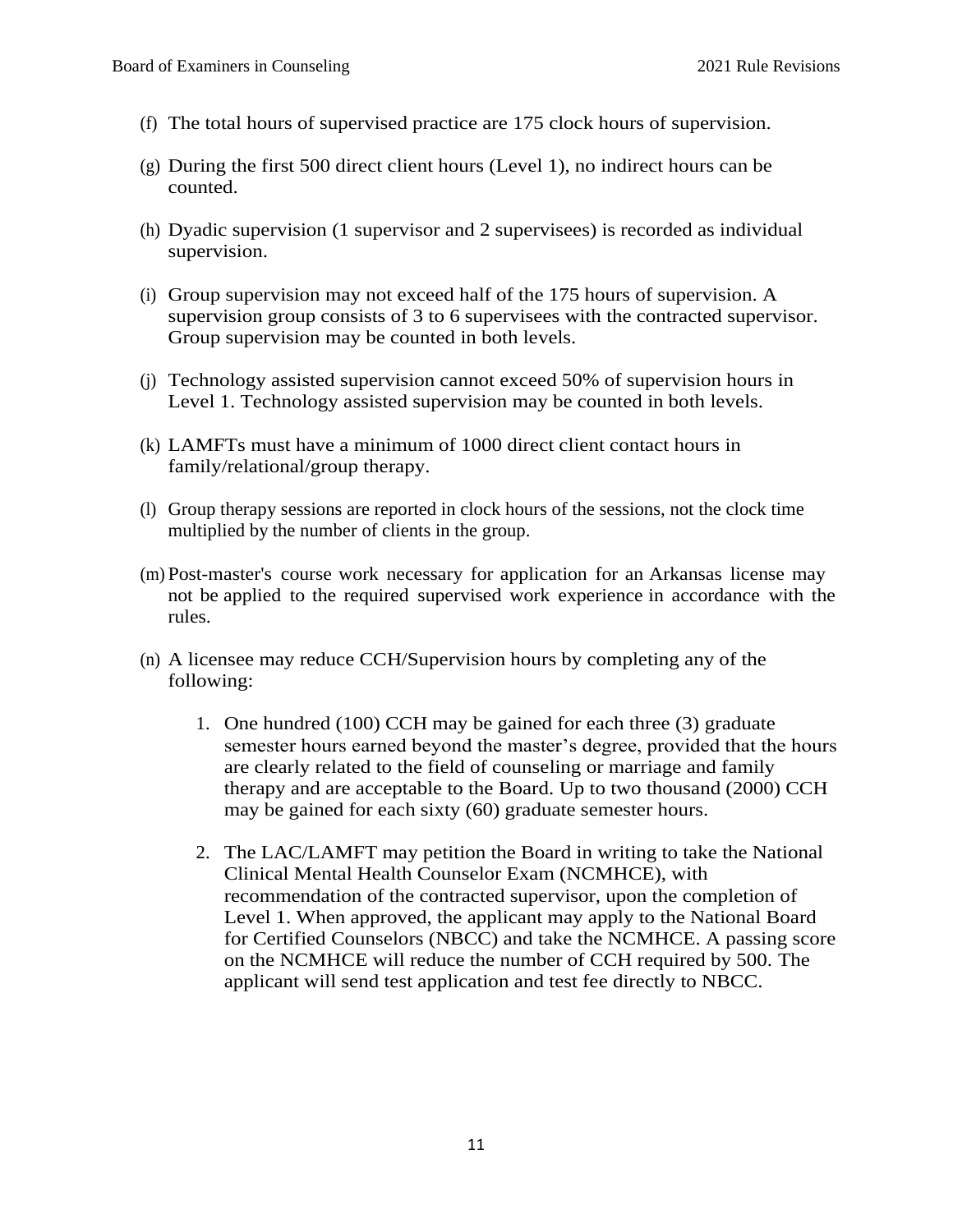(f) The total hours of supervised practice are 175 clock hours of supervision.

(g) During the first 500 direct client hours (Level 1), no indirect hours can be counted.

(h) Dyadic supervision (1 supervisor and 2 supervisees) is recorded as individual supervision.

(i) Group supervision may not exceed half of the 175 hours of supervision. A supervision group consists of 3 to 6 supervisees with the contracted supervisor. Group supervision may be counted in both levels.

(j) Technology assisted supervision cannot exceed 50% of supervision hours in Level 1. Technology assisted supervision may be counted in both levels.

(k) LAMFTs must have a minimum of 1000 direct client contact hours in family/relational/group therapy.

(l) Group therapy sessions are reported in clock hours of the sessions, not the clock time multiplied by the number of clients in the group.

(m) Post-master's course work necessary for application for an Arkansas license may not be applied to the required supervised work experience in accordance with the rules.

(n) A licensee may reduce CCH/Supervision hours by completing any of the following:

1. One hundred (100) CCH may be gained for each three (3) graduate semester hours earned beyond the master's degree, provided that the hours are clearly related to the field of counseling or marriage and family therapy and are acceptable to the Board. Up to two thousand (2000) CCH may be gained for each sixty (60) graduate semester hours.

2. The LAC/LAMFT may petition the Board in writing to take the National Clinical Mental Health Counselor Exam (NCMHCE), with recommendation of the contracted supervisor, upon the completion of Level 1. When approved, the applicant may apply to the National Board for Certified Counselors (NBCC) and take the NCMHCE. A passing score on the NCMHCE will reduce the number of CCH required by 500. The applicant will send test application and test fee directly to NBCC.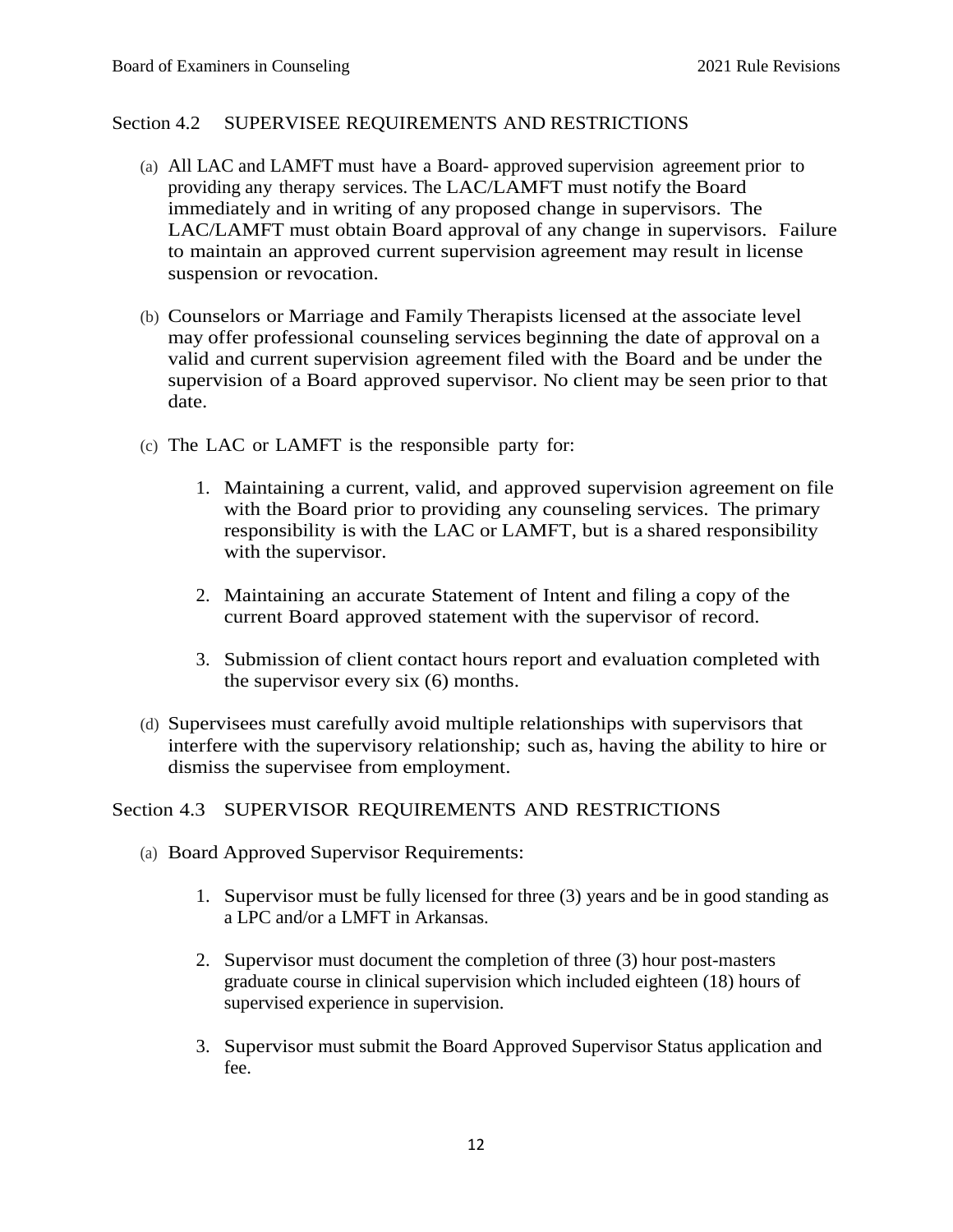## Section 4.2 SUPERVISEE REQUIREMENTS AND RESTRICTIONS

(a) All LAC and LAMFT must have a Board- approved supervision agreement prior to providing any therapy services. The LAC/LAMFT must notify the Board immediately and in writing of any proposed change in supervisors. The LAC/LAMFT must obtain Board approval of any change in supervisors. Failure to maintain an approved current supervision agreement may result in license suspension or revocation.

(b) Counselors or Marriage and Family Therapists licensed at the associate level may offer professional counseling services beginning the date of approval on a valid and current supervision agreement filed with the Board and be under the supervision of a Board approved supervisor. No client may be seen prior to that date.

(c) The LAC or LAMFT is the responsible party for:

1. Maintaining a current, valid, and approved supervision agreement on file with the Board prior to providing any counseling services. The primary responsibility is with the LAC or LAMFT, but is a shared responsibility with the supervisor.
2. Maintaining an accurate Statement of Intent and filing a copy of the current Board approved statement with the supervisor of record.
3. Submission of client contact hours report and evaluation completed with the supervisor every six (6) months.

(d) Supervisees must carefully avoid multiple relationships with supervisors that interfere with the supervisory relationship; such as, having the ability to hire or dismiss the supervisee from employment.

## Section 4.3 SUPERVISOR REQUIREMENTS AND RESTRICTIONS

(a) Board Approved Supervisor Requirements:

1. Supervisor must be fully licensed for three (3) years and be in good standing as a LPC and/or a LMFT in Arkansas.
2. Supervisor must document the completion of three (3) hour post-masters graduate course in clinical supervision which included eighteen (18) hours of supervised experience in supervision.
3. Supervisor must submit the Board Approved Supervisor Status application and fee.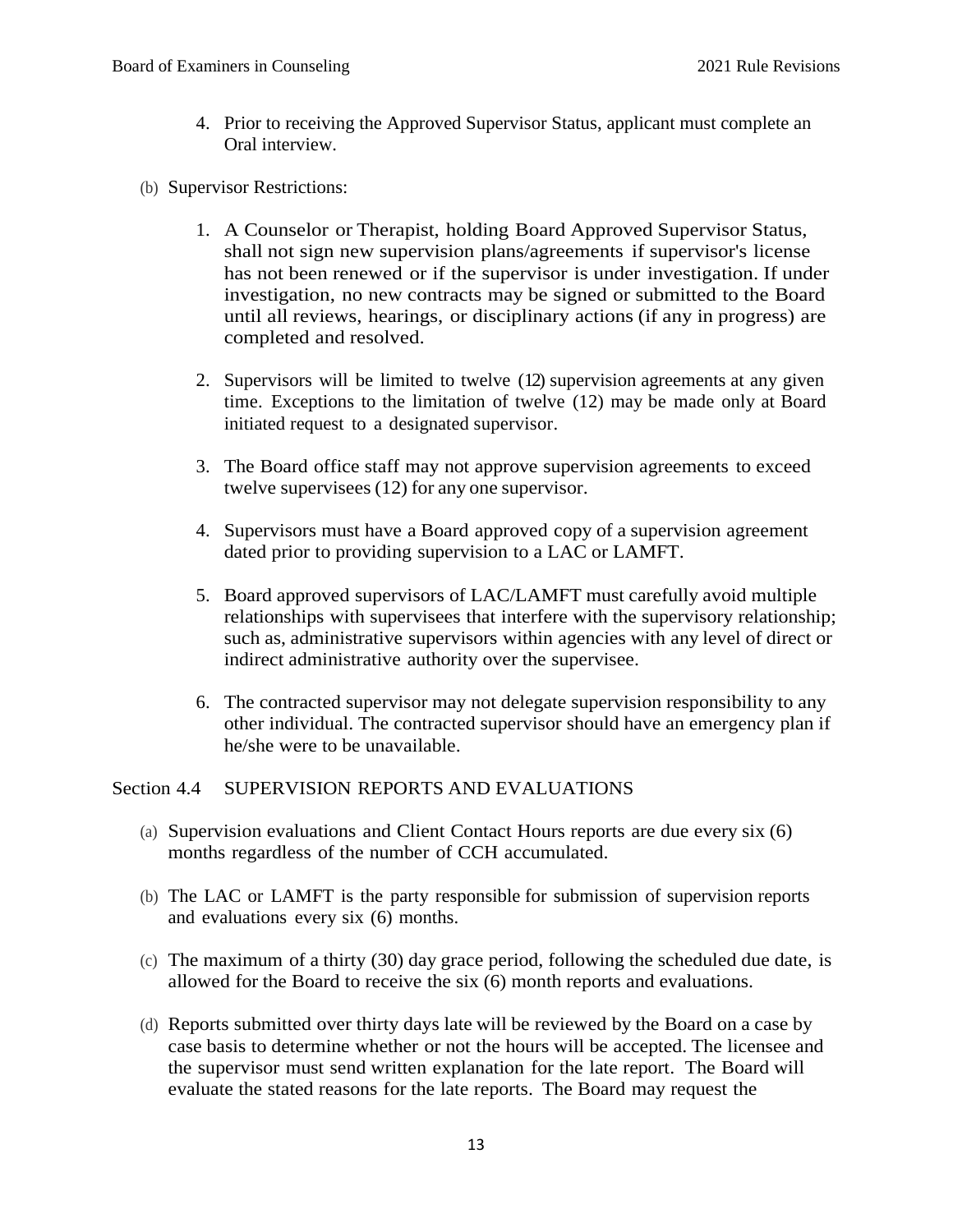4. Prior to receiving the Approved Supervisor Status, applicant must complete an Oral interview.

(b) Supervisor Restrictions:

1. A Counselor or Therapist, holding Board Approved Supervisor Status, shall not sign new supervision plans/agreements if supervisor's license has not been renewed or if the supervisor is under investigation. If under investigation, no new contracts may be signed or submitted to the Board until all reviews, hearings, or disciplinary actions (if any in progress) are completed and resolved.

2. Supervisors will be limited to twelve (12) supervision agreements at any given time. Exceptions to the limitation of twelve (12) may be made only at Board initiated request to a designated supervisor.

3. The Board office staff may not approve supervision agreements to exceed twelve supervisees (12) for any one supervisor.

4. Supervisors must have a Board approved copy of a supervision agreement dated prior to providing supervision to a LAC or LAMFT.

5. Board approved supervisors of LAC/LAMFT must carefully avoid multiple relationships with supervisees that interfere with the supervisory relationship; such as, administrative supervisors within agencies with any level of direct or indirect administrative authority over the supervisee.

6. The contracted supervisor may not delegate supervision responsibility to any other individual. The contracted supervisor should have an emergency plan if he/she were to be unavailable.

## Section 4.4 SUPERVISION REPORTS AND EVALUATIONS

(a) Supervision evaluations and Client Contact Hours reports are due every six (6) months regardless of the number of CCH accumulated.

(b) The LAC or LAMFT is the party responsible for submission of supervision reports and evaluations every six (6) months.

(c) The maximum of a thirty (30) day grace period, following the scheduled due date, is allowed for the Board to receive the six (6) month reports and evaluations.

(d) Reports submitted over thirty days late will be reviewed by the Board on a case by case basis to determine whether or not the hours will be accepted. The licensee and the supervisor must send written explanation for the late report. The Board will evaluate the stated reasons for the late reports. The Board may request the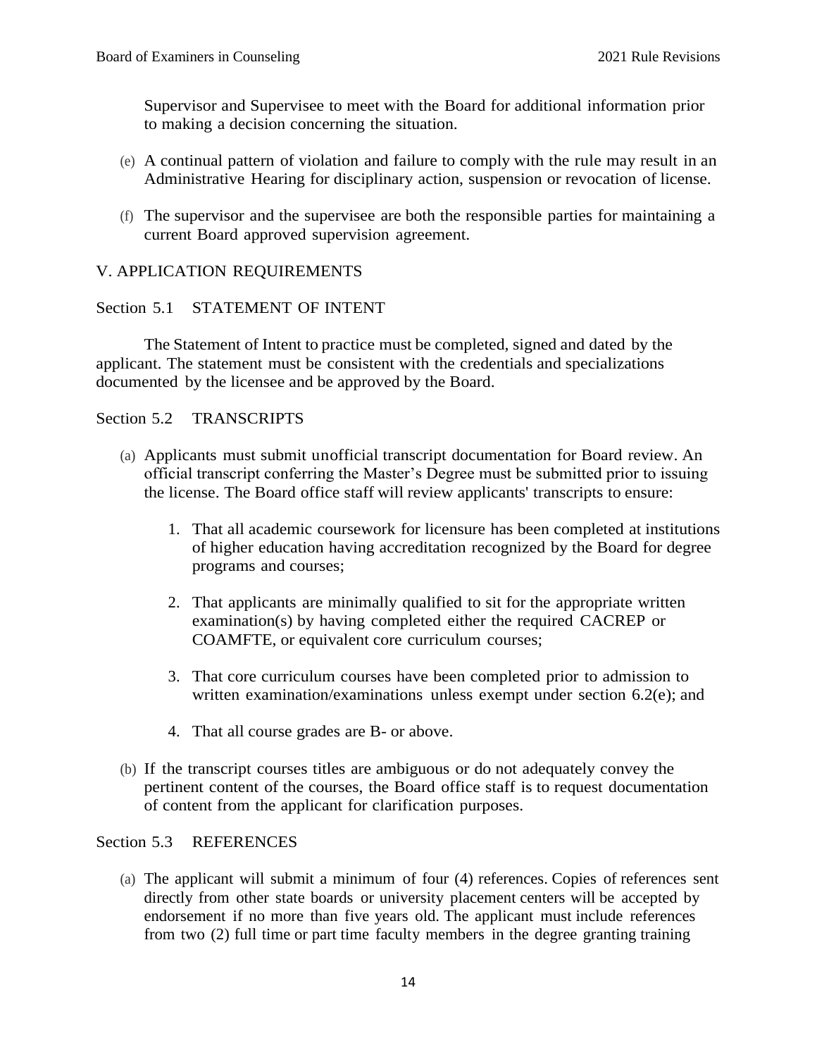Supervisor and Supervisee to meet with the Board for additional information prior to making a decision concerning the situation.

(e) A continual pattern of violation and failure to comply with the rule may result in an Administrative Hearing for disciplinary action, suspension or revocation of license.

(f) The supervisor and the supervisee are both the responsible parties for maintaining a current Board approved supervision agreement.

## V. APPLICATION REQUIREMENTS

### Section 5.1 STATEMENT OF INTENT

The Statement of Intent to practice must be completed, signed and dated by the applicant. The statement must be consistent with the credentials and specializations documented by the licensee and be approved by the Board.

### Section 5.2 TRANSCRIPTS

(a) Applicants must submit unofficial transcript documentation for Board review. An official transcript conferring the Master's Degree must be submitted prior to issuing the license. The Board office staff will review applicants' transcripts to ensure:

1. That all academic coursework for licensure has been completed at institutions of higher education having accreditation recognized by the Board for degree programs and courses;
2. That applicants are minimally qualified to sit for the appropriate written examination(s) by having completed either the required CACREP or COAMFTE, or equivalent core curriculum courses;
3. That core curriculum courses have been completed prior to admission to written examination/examinations unless exempt under section 6.2(e); and
4. That all course grades are B- or above.

(b) If the transcript courses titles are ambiguous or do not adequately convey the pertinent content of the courses, the Board office staff is to request documentation of content from the applicant for clarification purposes.

### Section 5.3 REFERENCES

(a) The applicant will submit a minimum of four (4) references. Copies of references sent directly from other state boards or university placement centers will be accepted by endorsement if no more than five years old. The applicant must include references from two (2) full time or part time faculty members in the degree granting training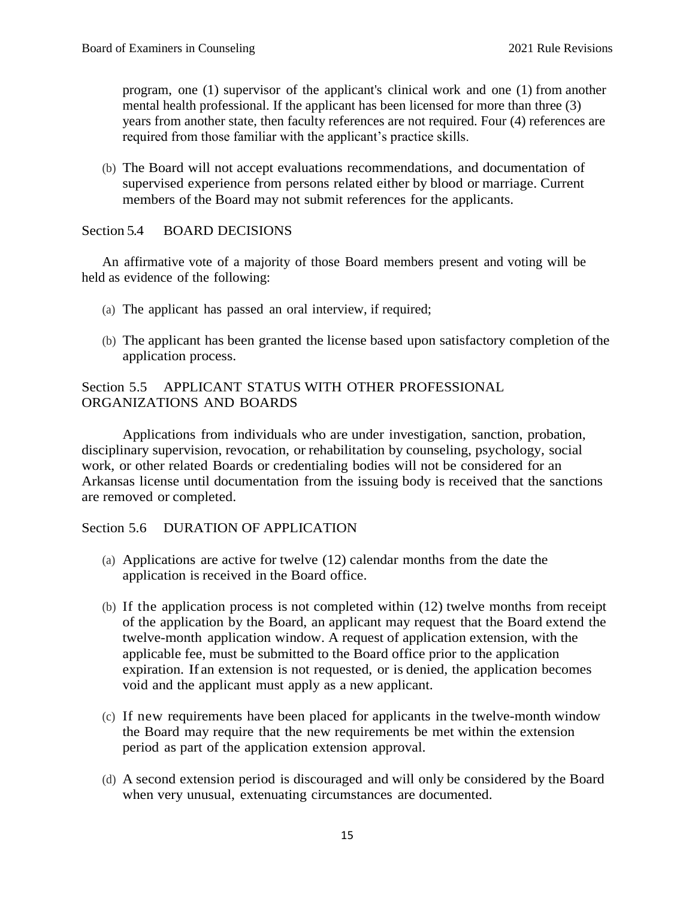program, one (1) supervisor of the applicant's clinical work and one (1) from another mental health professional. If the applicant has been licensed for more than three (3) years from another state, then faculty references are not required. Four (4) references are required from those familiar with the applicant's practice skills.

(b) The Board will not accept evaluations recommendations, and documentation of supervised experience from persons related either by blood or marriage. Current members of the Board may not submit references for the applicants.

## Section 5.4 BOARD DECISIONS

An affirmative vote of a majority of those Board members present and voting will be held as evidence of the following:

(a) The applicant has passed an oral interview, if required;

(b) The applicant has been granted the license based upon satisfactory completion of the application process.

## Section 5.5 APPLICANT STATUS WITH OTHER PROFESSIONAL ORGANIZATIONS AND BOARDS

Applications from individuals who are under investigation, sanction, probation, disciplinary supervision, revocation, or rehabilitation by counseling, psychology, social work, or other related Boards or credentialing bodies will not be considered for an Arkansas license until documentation from the issuing body is received that the sanctions are removed or completed.

## Section 5.6 DURATION OF APPLICATION

(a) Applications are active for twelve (12) calendar months from the date the application is received in the Board office.

(b) If the application process is not completed within (12) twelve months from receipt of the application by the Board, an applicant may request that the Board extend the twelve-month application window. A request of application extension, with the applicable fee, must be submitted to the Board office prior to the application expiration. If an extension is not requested, or is denied, the application becomes void and the applicant must apply as a new applicant.

(c) If new requirements have been placed for applicants in the twelve-month window the Board may require that the new requirements be met within the extension period as part of the application extension approval.

(d) A second extension period is discouraged and will only be considered by the Board when very unusual, extenuating circumstances are documented.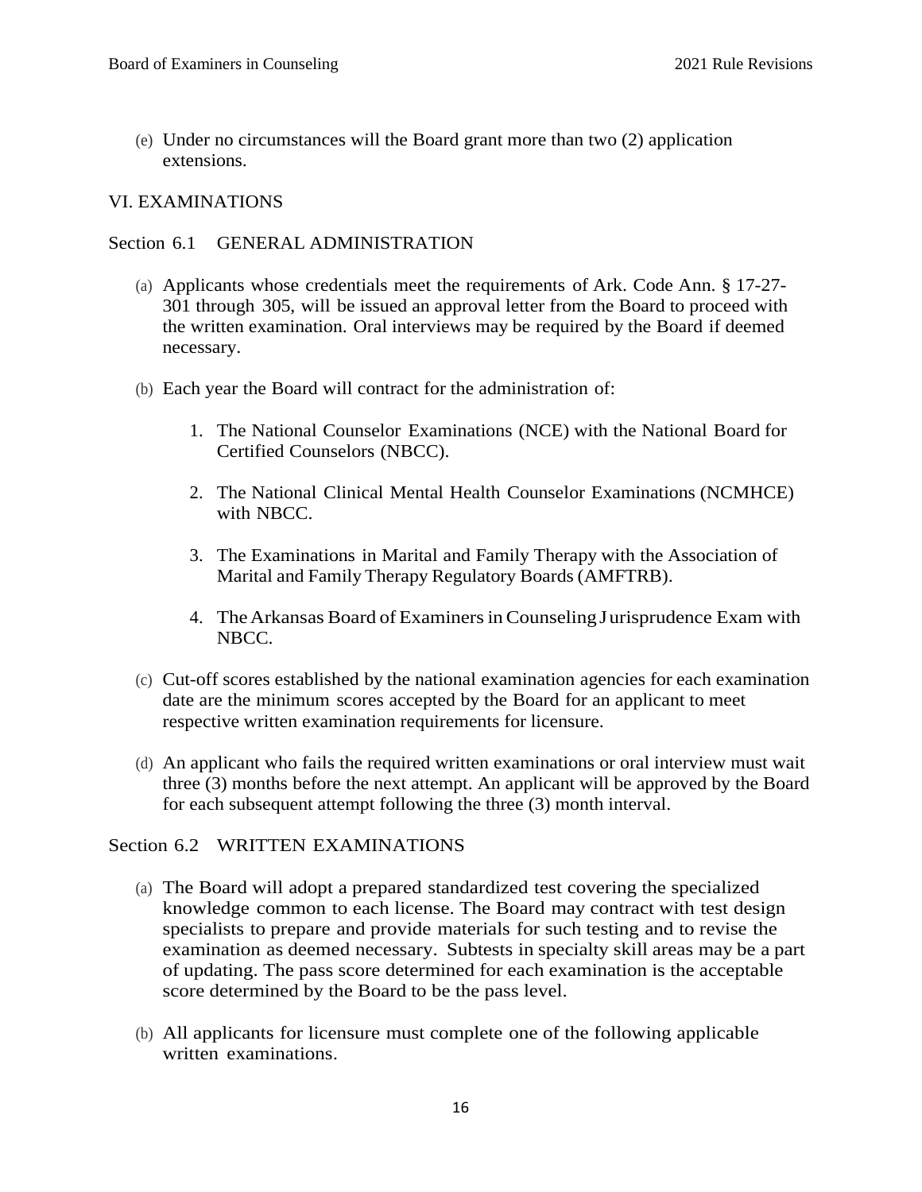(e) Under no circumstances will the Board grant more than two (2) application extensions.

## VI. EXAMINATIONS

### Section 6.1 GENERAL ADMINISTRATION

(a) Applicants whose credentials meet the requirements of Ark. Code Ann. § 17-27-301 through 305, will be issued an approval letter from the Board to proceed with the written examination. Oral interviews may be required by the Board if deemed necessary.

(b) Each year the Board will contract for the administration of:

1. The National Counselor Examinations (NCE) with the National Board for Certified Counselors (NBCC).
2. The National Clinical Mental Health Counselor Examinations (NCMHCE) with NBCC.
3. The Examinations in Marital and Family Therapy with the Association of Marital and Family Therapy Regulatory Boards (AMFTRB).
4. The Arkansas Board of Examiners in Counseling Jurisprudence Exam with NBCC.

(c) Cut-off scores established by the national examination agencies for each examination date are the minimum scores accepted by the Board for an applicant to meet respective written examination requirements for licensure.

(d) An applicant who fails the required written examinations or oral interview must wait three (3) months before the next attempt. An applicant will be approved by the Board for each subsequent attempt following the three (3) month interval.

### Section 6.2 WRITTEN EXAMINATIONS

(a) The Board will adopt a prepared standardized test covering the specialized knowledge common to each license. The Board may contract with test design specialists to prepare and provide materials for such testing and to revise the examination as deemed necessary. Subtests in specialty skill areas may be a part of updating. The pass score determined for each examination is the acceptable score determined by the Board to be the pass level.

(b) All applicants for licensure must complete one of the following applicable written examinations.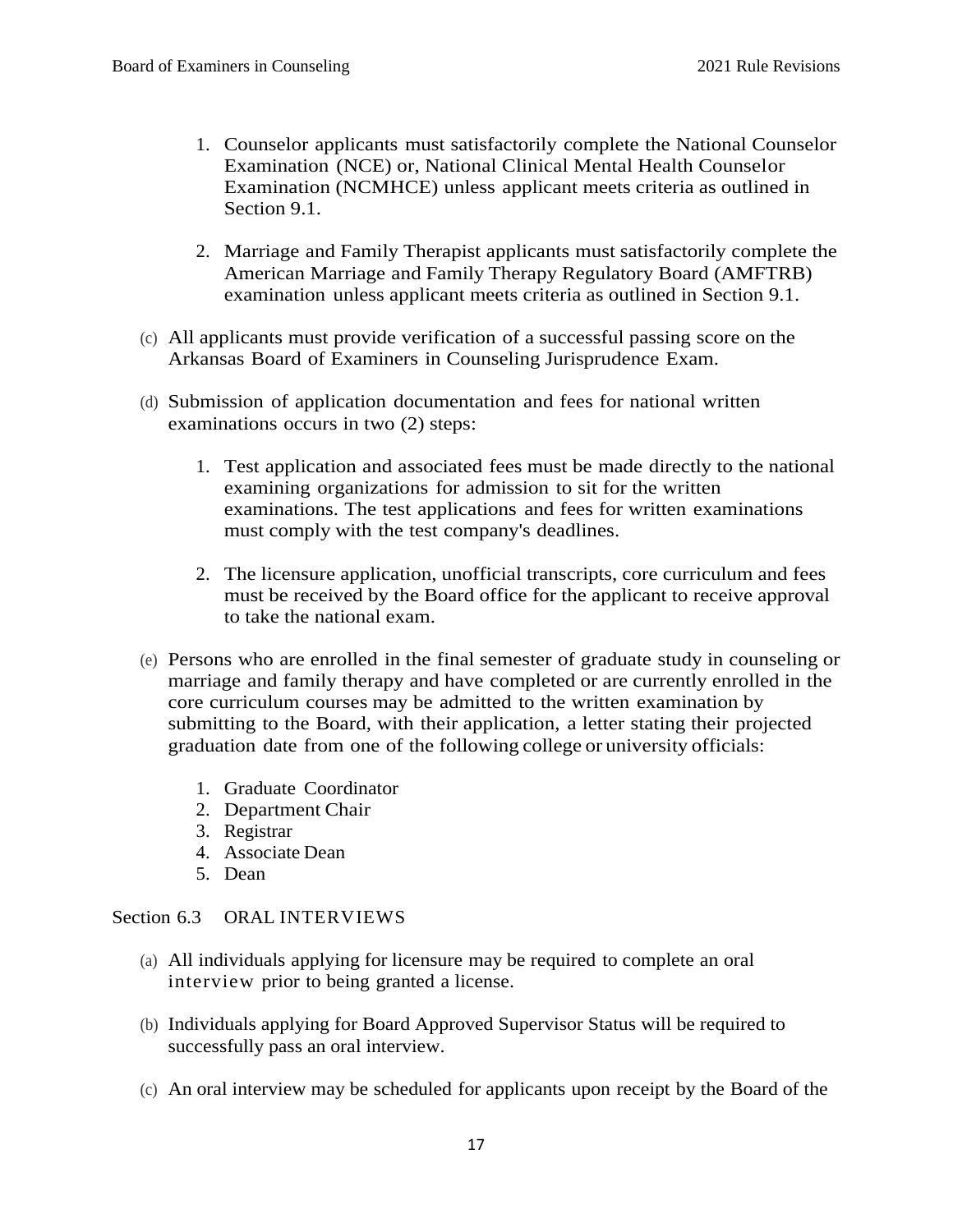1. Counselor applicants must satisfactorily complete the National Counselor Examination (NCE) or, National Clinical Mental Health Counselor Examination (NCMHCE) unless applicant meets criteria as outlined in Section 9.1.

2. Marriage and Family Therapist applicants must satisfactorily complete the American Marriage and Family Therapy Regulatory Board (AMFTRB) examination unless applicant meets criteria as outlined in Section 9.1.

(c) All applicants must provide verification of a successful passing score on the Arkansas Board of Examiners in Counseling Jurisprudence Exam.

(d) Submission of application documentation and fees for national written examinations occurs in two (2) steps:

1. Test application and associated fees must be made directly to the national examining organizations for admission to sit for the written examinations. The test applications and fees for written examinations must comply with the test company's deadlines.

2. The licensure application, unofficial transcripts, core curriculum and fees must be received by the Board office for the applicant to receive approval to take the national exam.

(e) Persons who are enrolled in the final semester of graduate study in counseling or marriage and family therapy and have completed or are currently enrolled in the core curriculum courses may be admitted to the written examination by submitting to the Board, with their application, a letter stating their projected graduation date from one of the following college or university officials:

1. Graduate Coordinator
2. Department Chair
3. Registrar
4. Associate Dean
5. Dean

Section 6.3 ORAL INTERVIEWS

(a) All individuals applying for licensure may be required to complete an oral interview prior to being granted a license.

(b) Individuals applying for Board Approved Supervisor Status will be required to successfully pass an oral interview.

(c) An oral interview may be scheduled for applicants upon receipt by the Board of the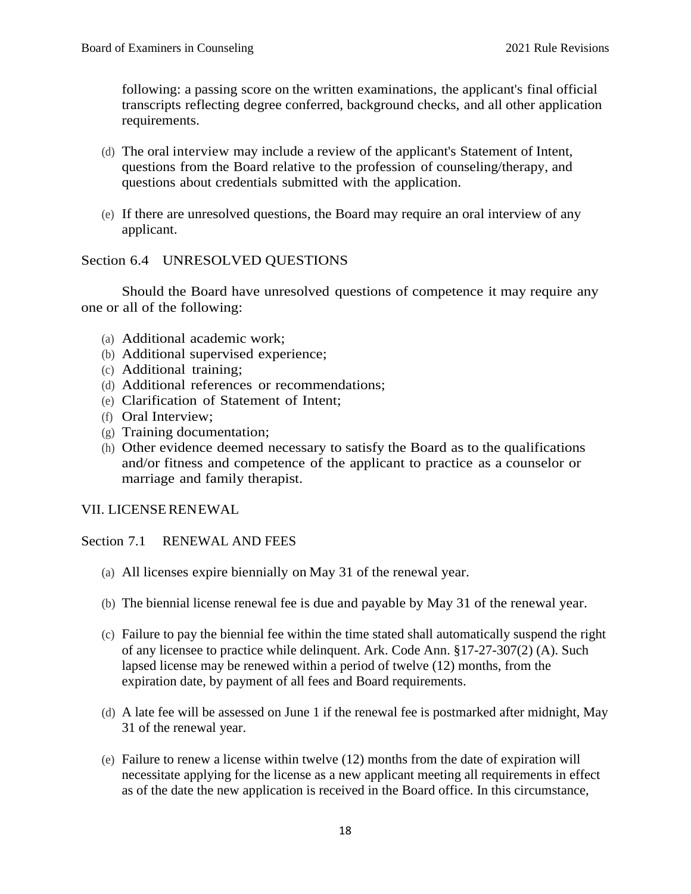following: a passing score on the written examinations, the applicant's final official transcripts reflecting degree conferred, background checks, and all other application requirements.

(d) The oral interview may include a review of the applicant's Statement of Intent, questions from the Board relative to the profession of counseling/therapy, and questions about credentials submitted with the application.

(e) If there are unresolved questions, the Board may require an oral interview of any applicant.

### Section 6.4 UNRESOLVED QUESTIONS

Should the Board have unresolved questions of competence it may require any one or all of the following:

(a) Additional academic work;
(b) Additional supervised experience;
(c) Additional training;
(d) Additional references or recommendations;
(e) Clarification of Statement of Intent;
(f) Oral Interview;
(g) Training documentation;
(h) Other evidence deemed necessary to satisfy the Board as to the qualifications and/or fitness and competence of the applicant to practice as a counselor or marriage and family therapist.

## VII. LICENSE RENEWAL

### Section 7.1 RENEWAL AND FEES

(a) All licenses expire biennially on May 31 of the renewal year.

(b) The biennial license renewal fee is due and payable by May 31 of the renewal year.

(c) Failure to pay the biennial fee within the time stated shall automatically suspend the right of any licensee to practice while delinquent. Ark. Code Ann. §17-27-307(2) (A). Such lapsed license may be renewed within a period of twelve (12) months, from the expiration date, by payment of all fees and Board requirements.

(d) A late fee will be assessed on June 1 if the renewal fee is postmarked after midnight, May 31 of the renewal year.

(e) Failure to renew a license within twelve (12) months from the date of expiration will necessitate applying for the license as a new applicant meeting all requirements in effect as of the date the new application is received in the Board office. In this circumstance,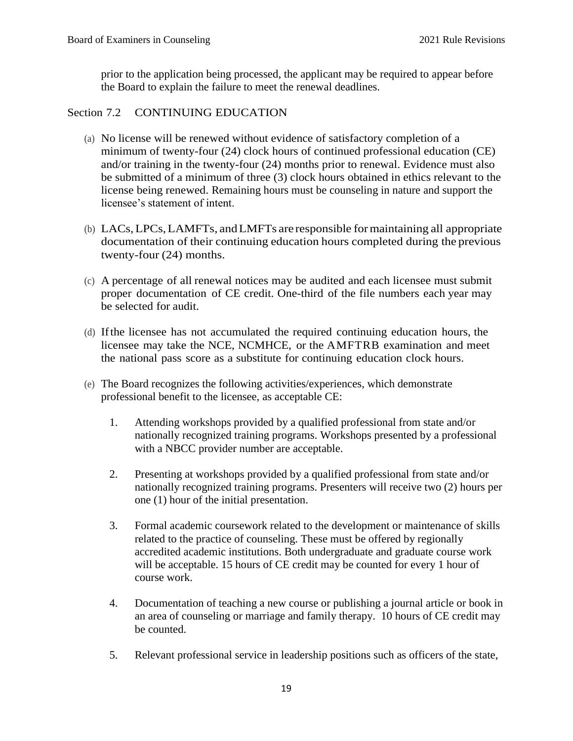prior to the application being processed, the applicant may be required to appear before the Board to explain the failure to meet the renewal deadlines.

## Section 7.2 CONTINUING EDUCATION

(a) No license will be renewed without evidence of satisfactory completion of a minimum of twenty-four (24) clock hours of continued professional education (CE) and/or training in the twenty-four (24) months prior to renewal. Evidence must also be submitted of a minimum of three (3) clock hours obtained in ethics relevant to the license being renewed. Remaining hours must be counseling in nature and support the licensee's statement of intent.

(b) LACs, LPCs, LAMFTs, and LMFTs are responsible for maintaining all appropriate documentation of their continuing education hours completed during the previous twenty-four (24) months.

(c) A percentage of all renewal notices may be audited and each licensee must submit proper documentation of CE credit. One-third of the file numbers each year may be selected for audit.

(d) If the licensee has not accumulated the required continuing education hours, the licensee may take the NCE, NCMHCE, or the AMFTRB examination and meet the national pass score as a substitute for continuing education clock hours.

(e) The Board recognizes the following activities/experiences, which demonstrate professional benefit to the licensee, as acceptable CE:

1. Attending workshops provided by a qualified professional from state and/or nationally recognized training programs. Workshops presented by a professional with a NBCC provider number are acceptable.

2. Presenting at workshops provided by a qualified professional from state and/or nationally recognized training programs. Presenters will receive two (2) hours per one (1) hour of the initial presentation.

3. Formal academic coursework related to the development or maintenance of skills related to the practice of counseling. These must be offered by regionally accredited academic institutions. Both undergraduate and graduate course work will be acceptable. 15 hours of CE credit may be counted for every 1 hour of course work.

4. Documentation of teaching a new course or publishing a journal article or book in an area of counseling or marriage and family therapy. 10 hours of CE credit may be counted.

5. Relevant professional service in leadership positions such as officers of the state,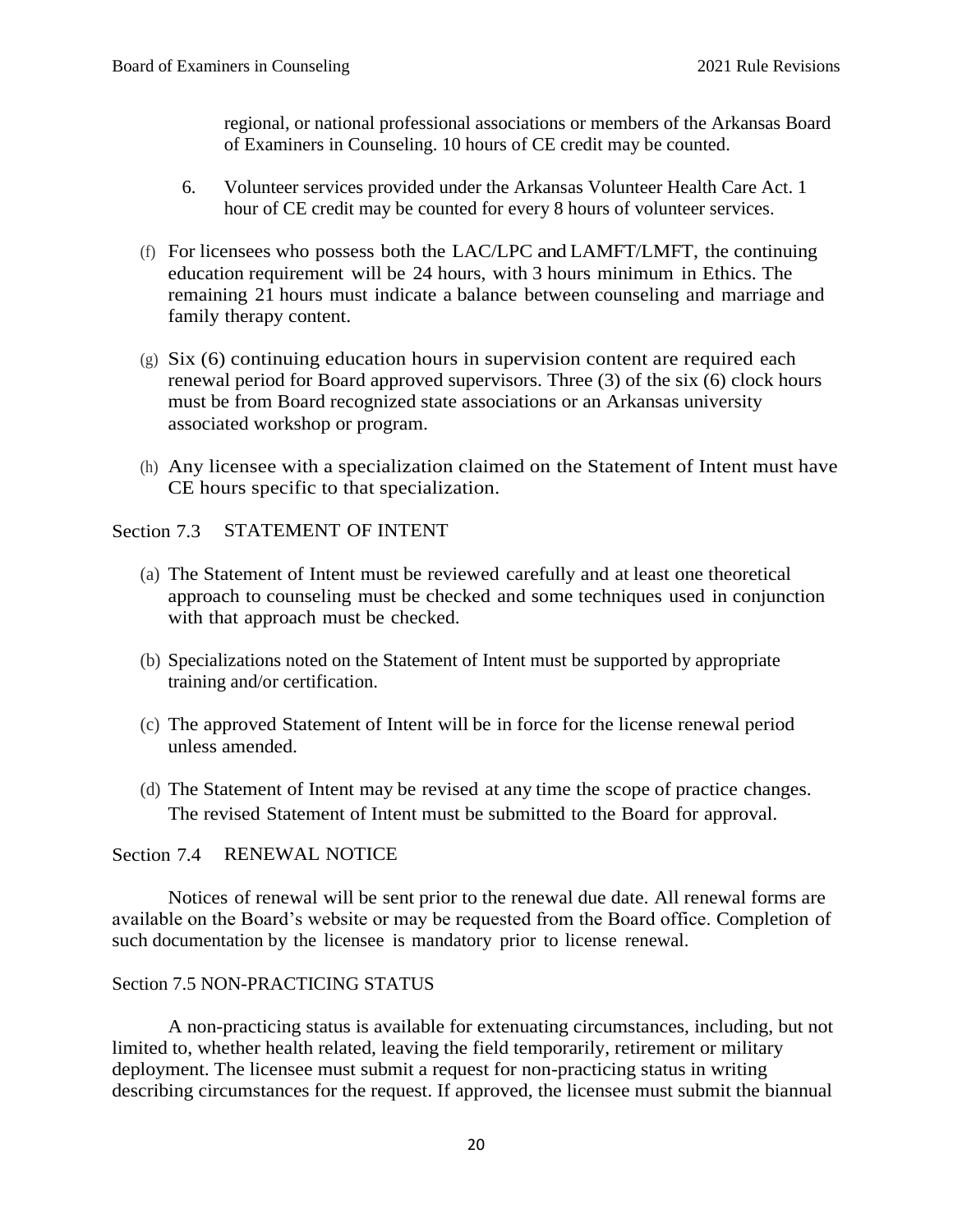regional, or national professional associations or members of the Arkansas Board of Examiners in Counseling. 10 hours of CE credit may be counted.

6. Volunteer services provided under the Arkansas Volunteer Health Care Act. 1 hour of CE credit may be counted for every 8 hours of volunteer services.

(f) For licensees who possess both the LAC/LPC and LAMFT/LMFT, the continuing education requirement will be 24 hours, with 3 hours minimum in Ethics. The remaining 21 hours must indicate a balance between counseling and marriage and family therapy content.

(g) Six (6) continuing education hours in supervision content are required each renewal period for Board approved supervisors. Three (3) of the six (6) clock hours must be from Board recognized state associations or an Arkansas university associated workshop or program.

(h) Any licensee with a specialization claimed on the Statement of Intent must have CE hours specific to that specialization.

## Section 7.3 STATEMENT OF INTENT

(a) The Statement of Intent must be reviewed carefully and at least one theoretical approach to counseling must be checked and some techniques used in conjunction with that approach must be checked.

(b) Specializations noted on the Statement of Intent must be supported by appropriate training and/or certification.

(c) The approved Statement of Intent will be in force for the license renewal period unless amended.

(d) The Statement of Intent may be revised at any time the scope of practice changes. The revised Statement of Intent must be submitted to the Board for approval.

## Section 7.4 RENEWAL NOTICE

Notices of renewal will be sent prior to the renewal due date. All renewal forms are available on the Board's website or may be requested from the Board office. Completion of such documentation by the licensee is mandatory prior to license renewal.

## Section 7.5 NON-PRACTICING STATUS

A non-practicing status is available for extenuating circumstances, including, but not limited to, whether health related, leaving the field temporarily, retirement or military deployment. The licensee must submit a request for non-practicing status in writing describing circumstances for the request. If approved, the licensee must submit the biannual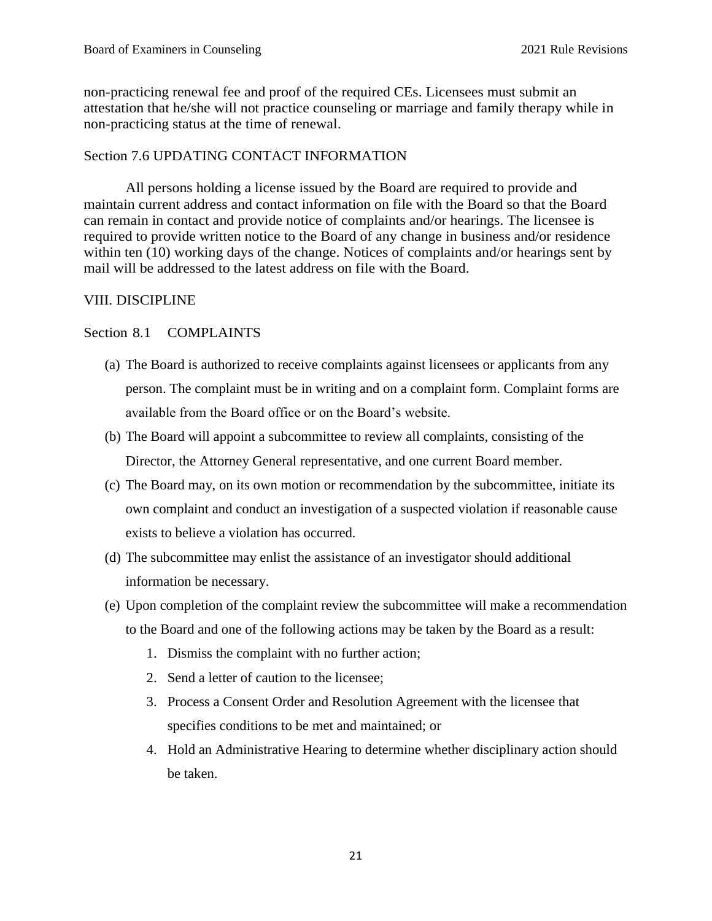non-practicing renewal fee and proof of the required CEs. Licensees must submit an attestation that he/she will not practice counseling or marriage and family therapy while in non-practicing status at the time of renewal.

### Section 7.6 UPDATING CONTACT INFORMATION

All persons holding a license issued by the Board are required to provide and maintain current address and contact information on file with the Board so that the Board can remain in contact and provide notice of complaints and/or hearings. The licensee is required to provide written notice to the Board of any change in business and/or residence within ten (10) working days of the change. Notices of complaints and/or hearings sent by mail will be addressed to the latest address on file with the Board.

## VIII. DISCIPLINE

### Section 8.1 COMPLAINTS

(a) The Board is authorized to receive complaints against licensees or applicants from any person. The complaint must be in writing and on a complaint form. Complaint forms are available from the Board office or on the Board's website.

(b) The Board will appoint a subcommittee to review all complaints, consisting of the Director, the Attorney General representative, and one current Board member.

(c) The Board may, on its own motion or recommendation by the subcommittee, initiate its own complaint and conduct an investigation of a suspected violation if reasonable cause exists to believe a violation has occurred.

(d) The subcommittee may enlist the assistance of an investigator should additional information be necessary.

(e) Upon completion of the complaint review the subcommittee will make a recommendation to the Board and one of the following actions may be taken by the Board as a result:

1. Dismiss the complaint with no further action;
2. Send a letter of caution to the licensee;
3. Process a Consent Order and Resolution Agreement with the licensee that specifies conditions to be met and maintained; or
4. Hold an Administrative Hearing to determine whether disciplinary action should be taken.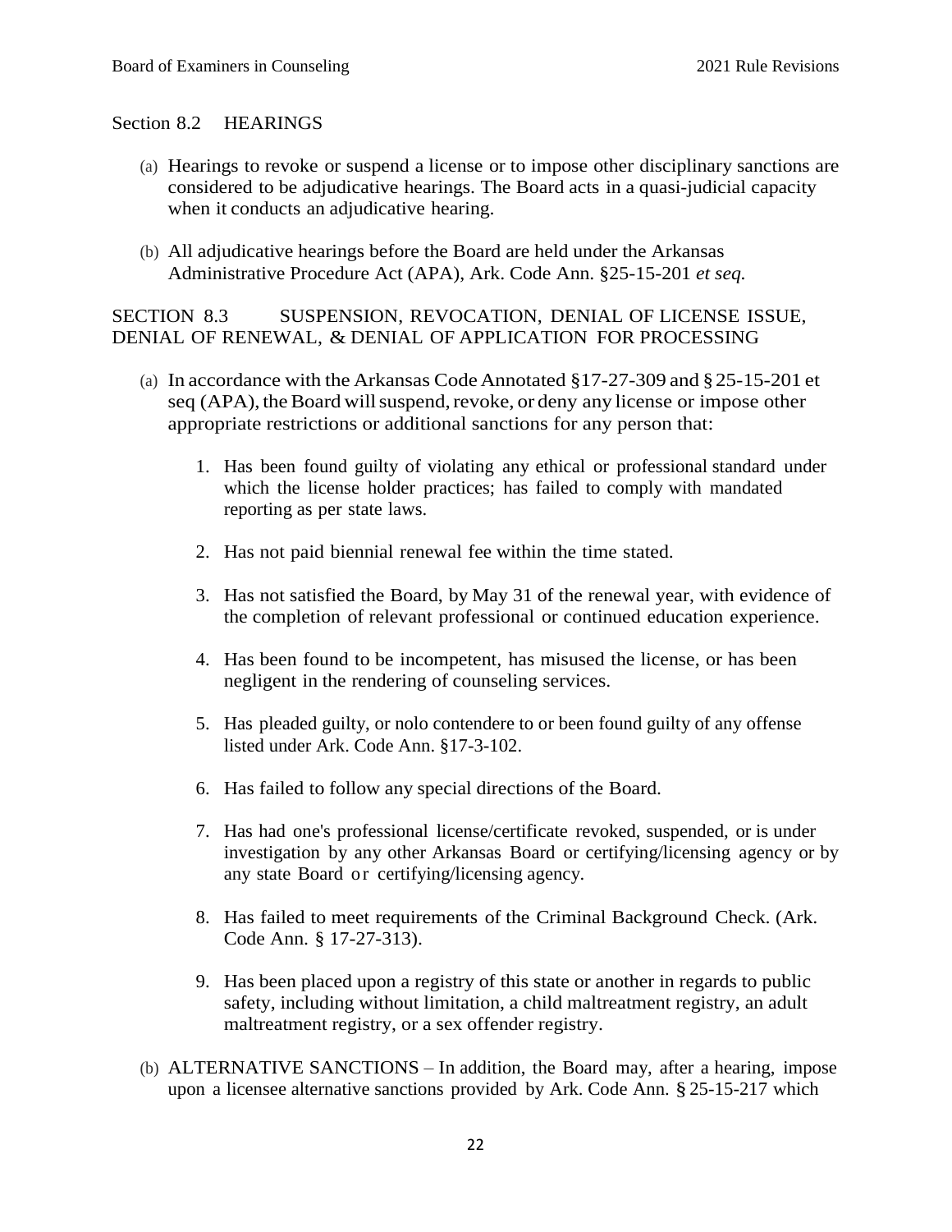## Section 8.2 HEARINGS

(a) Hearings to revoke or suspend a license or to impose other disciplinary sanctions are considered to be adjudicative hearings. The Board acts in a quasi-judicial capacity when it conducts an adjudicative hearing.

(b) All adjudicative hearings before the Board are held under the Arkansas Administrative Procedure Act (APA), Ark. Code Ann. §25-15-201 *et seq.*

## SECTION 8.3 SUSPENSION, REVOCATION, DENIAL OF LICENSE ISSUE, DENIAL OF RENEWAL, & DENIAL OF APPLICATION FOR PROCESSING

(a) In accordance with the Arkansas Code Annotated §17-27-309 and § 25-15-201 et seq (APA), the Board will suspend, revoke, or deny any license or impose other appropriate restrictions or additional sanctions for any person that:

1. Has been found guilty of violating any ethical or professional standard under which the license holder practices; has failed to comply with mandated reporting as per state laws.
2. Has not paid biennial renewal fee within the time stated.
3. Has not satisfied the Board, by May 31 of the renewal year, with evidence of the completion of relevant professional or continued education experience.
4. Has been found to be incompetent, has misused the license, or has been negligent in the rendering of counseling services.
5. Has pleaded guilty, or nolo contendere to or been found guilty of any offense listed under Ark. Code Ann. §17-3-102.
6. Has failed to follow any special directions of the Board.
7. Has had one's professional license/certificate revoked, suspended, or is under investigation by any other Arkansas Board or certifying/licensing agency or by any state Board or certifying/licensing agency.
8. Has failed to meet requirements of the Criminal Background Check. (Ark. Code Ann. § 17-27-313).
9. Has been placed upon a registry of this state or another in regards to public safety, including without limitation, a child maltreatment registry, an adult maltreatment registry, or a sex offender registry.

(b) ALTERNATIVE SANCTIONS – In addition, the Board may, after a hearing, impose upon a licensee alternative sanctions provided by Ark. Code Ann. § 25-15-217 which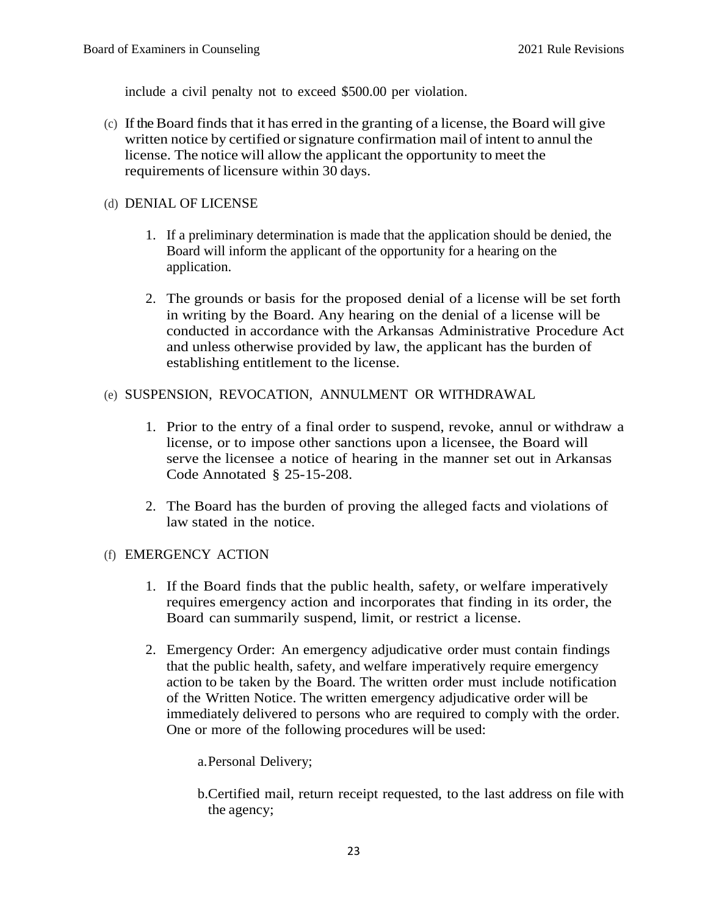include a civil penalty not to exceed $500.00 per violation.

(c) If the Board finds that it has erred in the granting of a license, the Board will give written notice by certified or signature confirmation mail of intent to annul the license. The notice will allow the applicant the opportunity to meet the requirements of licensure within 30 days.

(d) DENIAL OF LICENSE

1. If a preliminary determination is made that the application should be denied, the Board will inform the applicant of the opportunity for a hearing on the application.

2. The grounds or basis for the proposed denial of a license will be set forth in writing by the Board. Any hearing on the denial of a license will be conducted in accordance with the Arkansas Administrative Procedure Act and unless otherwise provided by law, the applicant has the burden of establishing entitlement to the license.

(e) SUSPENSION, REVOCATION, ANNULMENT OR WITHDRAWAL

1. Prior to the entry of a final order to suspend, revoke, annul or withdraw a license, or to impose other sanctions upon a licensee, the Board will serve the licensee a notice of hearing in the manner set out in Arkansas Code Annotated § 25-15-208.

2. The Board has the burden of proving the alleged facts and violations of law stated in the notice.

(f) EMERGENCY ACTION

1. If the Board finds that the public health, safety, or welfare imperatively requires emergency action and incorporates that finding in its order, the Board can summarily suspend, limit, or restrict a license.

2. Emergency Order: An emergency adjudicative order must contain findings that the public health, safety, and welfare imperatively require emergency action to be taken by the Board. The written order must include notification of the Written Notice. The written emergency adjudicative order will be immediately delivered to persons who are required to comply with the order. One or more of the following procedures will be used:

   a. Personal Delivery;

   b. Certified mail, return receipt requested, to the last address on file with the agency;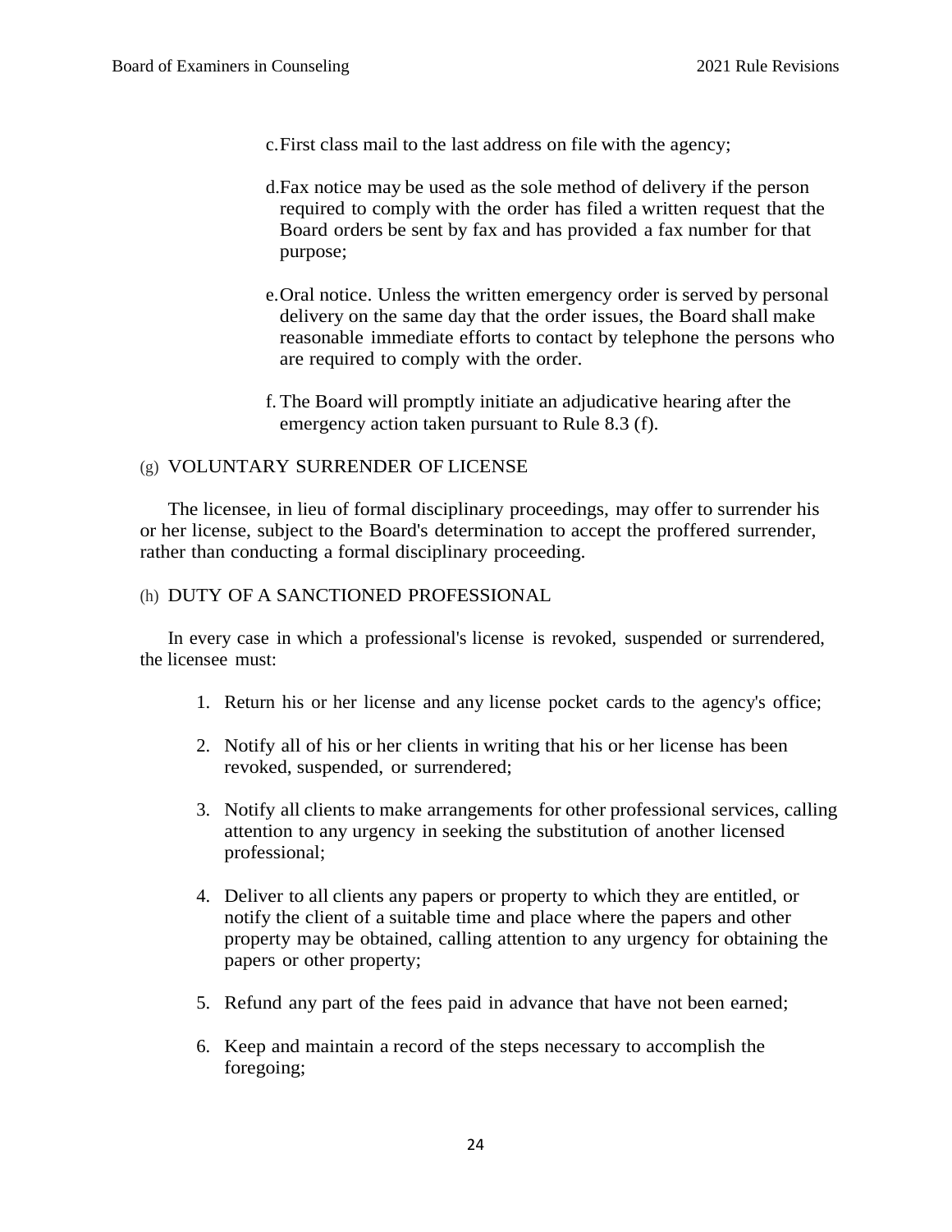c. First class mail to the last address on file with the agency;

d. Fax notice may be used as the sole method of delivery if the person required to comply with the order has filed a written request that the Board orders be sent by fax and has provided a fax number for that purpose;

e. Oral notice. Unless the written emergency order is served by personal delivery on the same day that the order issues, the Board shall make reasonable immediate efforts to contact by telephone the persons who are required to comply with the order.

f. The Board will promptly initiate an adjudicative hearing after the emergency action taken pursuant to Rule 8.3 (f).

(g) VOLUNTARY SURRENDER OF LICENSE

The licensee, in lieu of formal disciplinary proceedings, may offer to surrender his or her license, subject to the Board's determination to accept the proffered surrender, rather than conducting a formal disciplinary proceeding.

(h) DUTY OF A SANCTIONED PROFESSIONAL

In every case in which a professional's license is revoked, suspended or surrendered, the licensee must:

1. Return his or her license and any license pocket cards to the agency's office;

2. Notify all of his or her clients in writing that his or her license has been revoked, suspended, or surrendered;

3. Notify all clients to make arrangements for other professional services, calling attention to any urgency in seeking the substitution of another licensed professional;

4. Deliver to all clients any papers or property to which they are entitled, or notify the client of a suitable time and place where the papers and other property may be obtained, calling attention to any urgency for obtaining the papers or other property;

5. Refund any part of the fees paid in advance that have not been earned;

6. Keep and maintain a record of the steps necessary to accomplish the foregoing;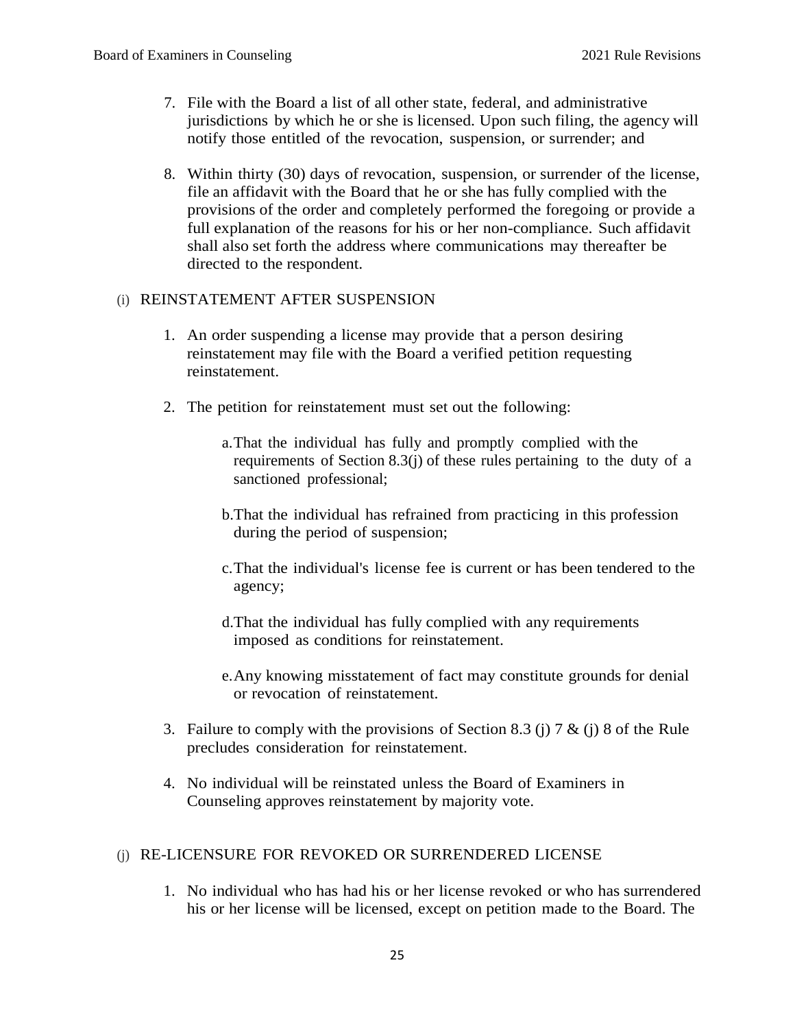7. File with the Board a list of all other state, federal, and administrative jurisdictions by which he or she is licensed. Upon such filing, the agency will notify those entitled of the revocation, suspension, or surrender; and

8. Within thirty (30) days of revocation, suspension, or surrender of the license, file an affidavit with the Board that he or she has fully complied with the provisions of the order and completely performed the foregoing or provide a full explanation of the reasons for his or her non-compliance. Such affidavit shall also set forth the address where communications may thereafter be directed to the respondent.

(i) REINSTATEMENT AFTER SUSPENSION

1. An order suspending a license may provide that a person desiring reinstatement may file with the Board a verified petition requesting reinstatement.

2. The petition for reinstatement must set out the following:

   a. That the individual has fully and promptly complied with the requirements of Section 8.3(j) of these rules pertaining to the duty of a sanctioned professional;

   b. That the individual has refrained from practicing in this profession during the period of suspension;

   c. That the individual's license fee is current or has been tendered to the agency;

   d. That the individual has fully complied with any requirements imposed as conditions for reinstatement.

   e. Any knowing misstatement of fact may constitute grounds for denial or revocation of reinstatement.

3. Failure to comply with the provisions of Section 8.3 (j) 7 & (j) 8 of the Rule precludes consideration for reinstatement.

4. No individual will be reinstated unless the Board of Examiners in Counseling approves reinstatement by majority vote.

(j) RE-LICENSURE FOR REVOKED OR SURRENDERED LICENSE

1. No individual who has had his or her license revoked or who has surrendered his or her license will be licensed, except on petition made to the Board. The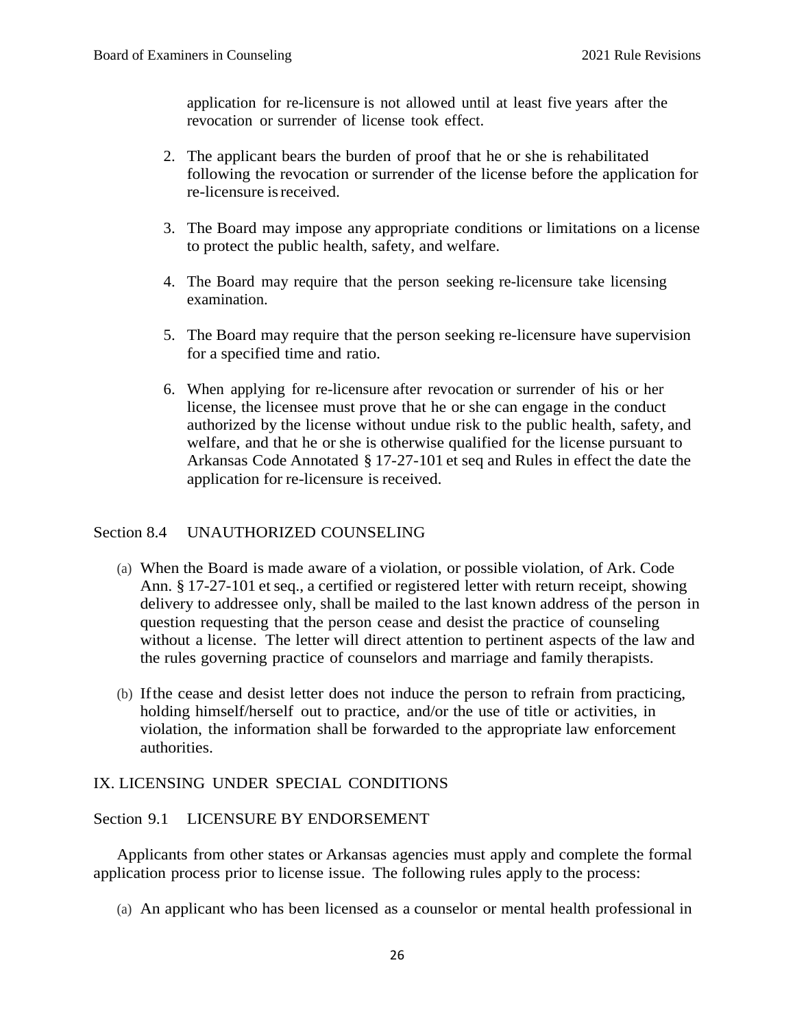application for re-licensure is not allowed until at least five years after the revocation or surrender of license took effect.

2. The applicant bears the burden of proof that he or she is rehabilitated following the revocation or surrender of the license before the application for re-licensure is received.

3. The Board may impose any appropriate conditions or limitations on a license to protect the public health, safety, and welfare.

4. The Board may require that the person seeking re-licensure take licensing examination.

5. The Board may require that the person seeking re-licensure have supervision for a specified time and ratio.

6. When applying for re-licensure after revocation or surrender of his or her license, the licensee must prove that he or she can engage in the conduct authorized by the license without undue risk to the public health, safety, and welfare, and that he or she is otherwise qualified for the license pursuant to Arkansas Code Annotated § 17-27-101 et seq and Rules in effect the date the application for re-licensure is received.

## Section 8.4 UNAUTHORIZED COUNSELING

(a) When the Board is made aware of a violation, or possible violation, of Ark. Code Ann. § 17-27-101 et seq., a certified or registered letter with return receipt, showing delivery to addressee only, shall be mailed to the last known address of the person in question requesting that the person cease and desist the practice of counseling without a license. The letter will direct attention to pertinent aspects of the law and the rules governing practice of counselors and marriage and family therapists.

(b) If the cease and desist letter does not induce the person to refrain from practicing, holding himself/herself out to practice, and/or the use of title or activities, in violation, the information shall be forwarded to the appropriate law enforcement authorities.

# IX. LICENSING UNDER SPECIAL CONDITIONS

## Section 9.1 LICENSURE BY ENDORSEMENT

Applicants from other states or Arkansas agencies must apply and complete the formal application process prior to license issue. The following rules apply to the process:

(a) An applicant who has been licensed as a counselor or mental health professional in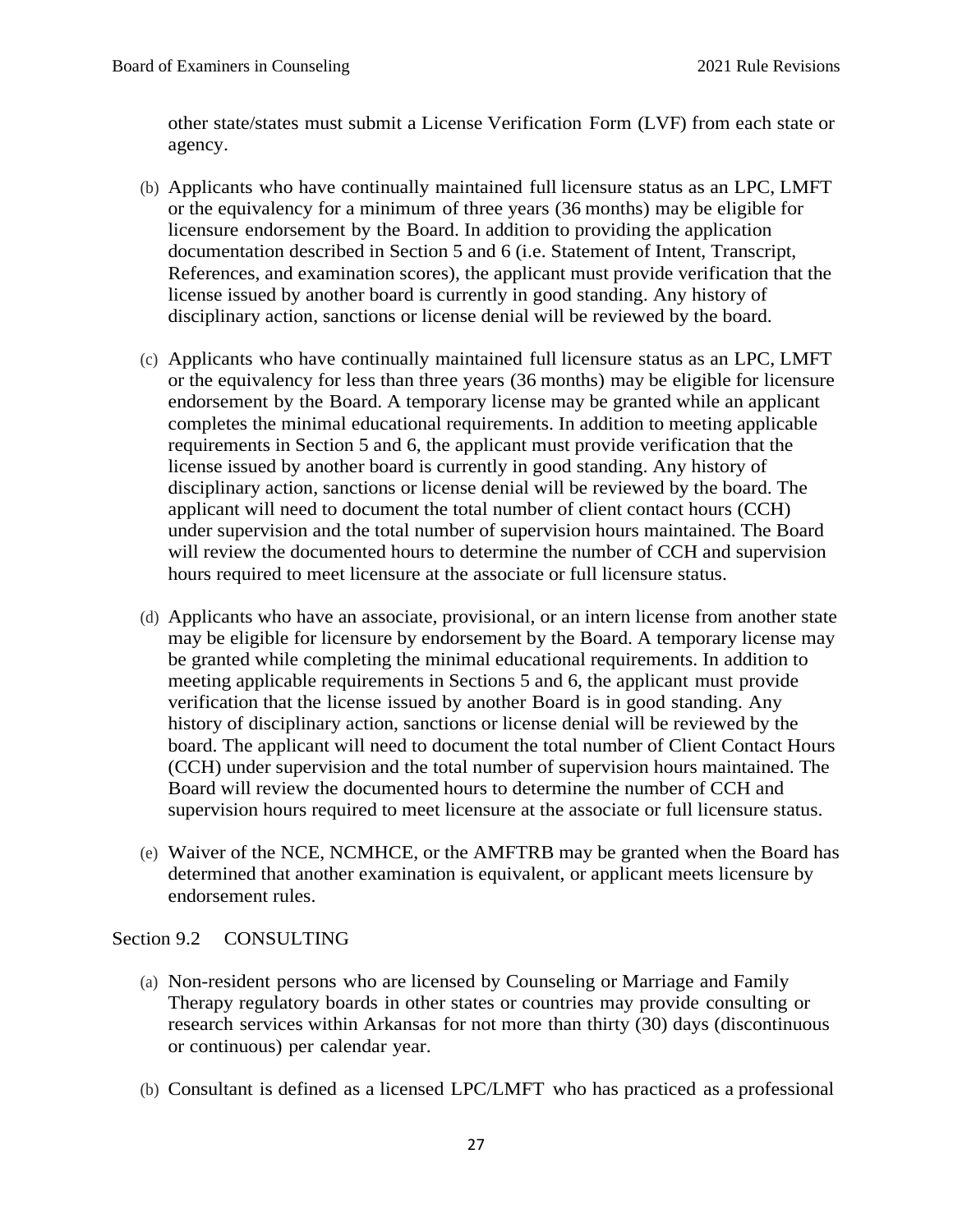other state/states must submit a License Verification Form (LVF) from each state or agency.

(b) Applicants who have continually maintained full licensure status as an LPC, LMFT or the equivalency for a minimum of three years (36 months) may be eligible for licensure endorsement by the Board. In addition to providing the application documentation described in Section 5 and 6 (i.e. Statement of Intent, Transcript, References, and examination scores), the applicant must provide verification that the license issued by another board is currently in good standing. Any history of disciplinary action, sanctions or license denial will be reviewed by the board.

(c) Applicants who have continually maintained full licensure status as an LPC, LMFT or the equivalency for less than three years (36 months) may be eligible for licensure endorsement by the Board. A temporary license may be granted while an applicant completes the minimal educational requirements. In addition to meeting applicable requirements in Section 5 and 6, the applicant must provide verification that the license issued by another board is currently in good standing. Any history of disciplinary action, sanctions or license denial will be reviewed by the board. The applicant will need to document the total number of client contact hours (CCH) under supervision and the total number of supervision hours maintained. The Board will review the documented hours to determine the number of CCH and supervision hours required to meet licensure at the associate or full licensure status.

(d) Applicants who have an associate, provisional, or an intern license from another state may be eligible for licensure by endorsement by the Board. A temporary license may be granted while completing the minimal educational requirements. In addition to meeting applicable requirements in Sections 5 and 6, the applicant must provide verification that the license issued by another Board is in good standing. Any history of disciplinary action, sanctions or license denial will be reviewed by the board. The applicant will need to document the total number of Client Contact Hours (CCH) under supervision and the total number of supervision hours maintained. The Board will review the documented hours to determine the number of CCH and supervision hours required to meet licensure at the associate or full licensure status.

(e) Waiver of the NCE, NCMHCE, or the AMFTRB may be granted when the Board has determined that another examination is equivalent, or applicant meets licensure by endorsement rules.

Section 9.2 CONSULTING

(a) Non-resident persons who are licensed by Counseling or Marriage and Family Therapy regulatory boards in other states or countries may provide consulting or research services within Arkansas for not more than thirty (30) days (discontinuous or continuous) per calendar year.

(b) Consultant is defined as a licensed LPC/LMFT who has practiced as a professional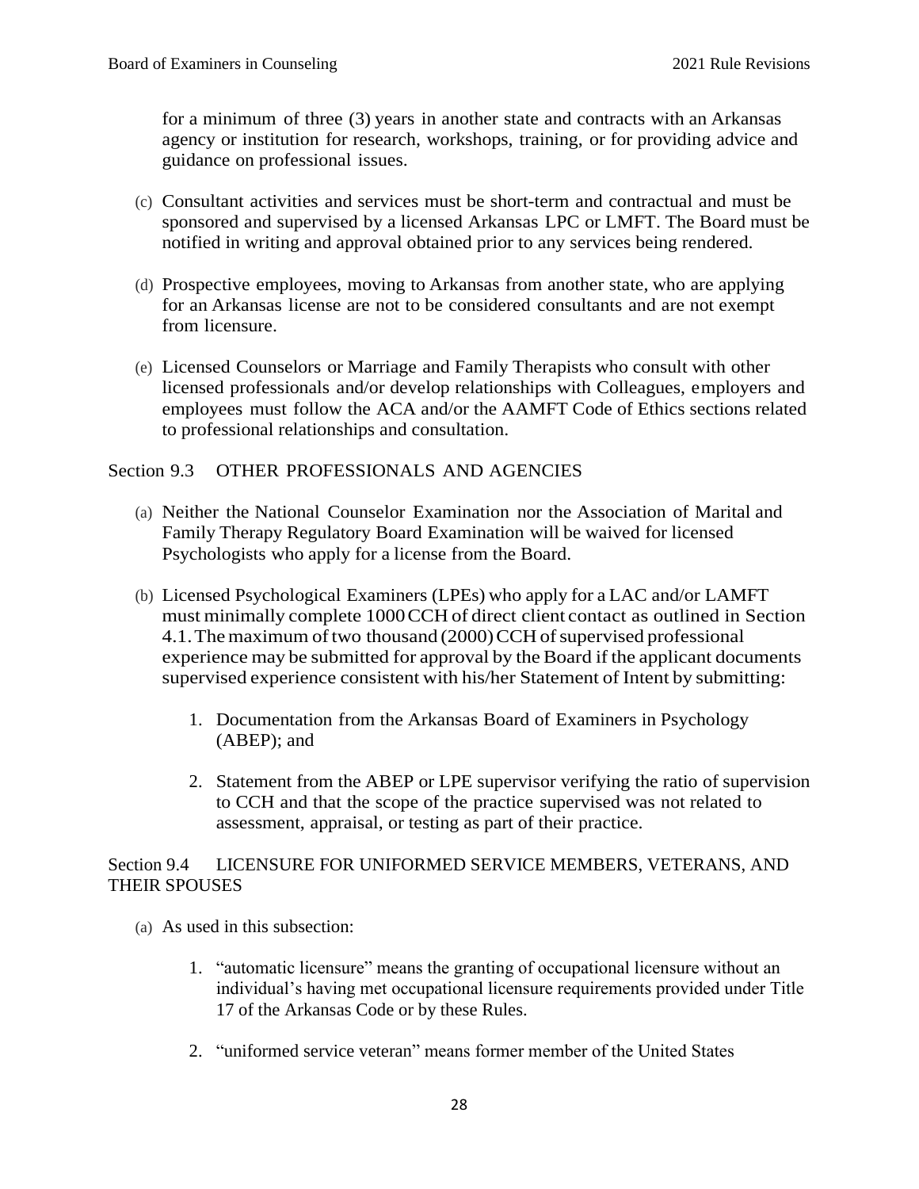for a minimum of three (3) years in another state and contracts with an Arkansas agency or institution for research, workshops, training, or for providing advice and guidance on professional issues.

(c) Consultant activities and services must be short-term and contractual and must be sponsored and supervised by a licensed Arkansas LPC or LMFT. The Board must be notified in writing and approval obtained prior to any services being rendered.

(d) Prospective employees, moving to Arkansas from another state, who are applying for an Arkansas license are not to be considered consultants and are not exempt from licensure.

(e) Licensed Counselors or Marriage and Family Therapists who consult with other licensed professionals and/or develop relationships with Colleagues, employers and employees must follow the ACA and/or the AAMFT Code of Ethics sections related to professional relationships and consultation.

## Section 9.3 OTHER PROFESSIONALS AND AGENCIES

(a) Neither the National Counselor Examination nor the Association of Marital and Family Therapy Regulatory Board Examination will be waived for licensed Psychologists who apply for a license from the Board.

(b) Licensed Psychological Examiners (LPEs) who apply for a LAC and/or LAMFT must minimally complete 1000 CCH of direct client contact as outlined in Section 4.1. The maximum of two thousand (2000) CCH of supervised professional experience may be submitted for approval by the Board if the applicant documents supervised experience consistent with his/her Statement of Intent by submitting:

1. Documentation from the Arkansas Board of Examiners in Psychology (ABEP); and
2. Statement from the ABEP or LPE supervisor verifying the ratio of supervision to CCH and that the scope of the practice supervised was not related to assessment, appraisal, or testing as part of their practice.

## Section 9.4 LICENSURE FOR UNIFORMED SERVICE MEMBERS, VETERANS, AND THEIR SPOUSES

(a) As used in this subsection:

1. "automatic licensure" means the granting of occupational licensure without an individual's having met occupational licensure requirements provided under Title 17 of the Arkansas Code or by these Rules.
2. "uniformed service veteran" means former member of the United States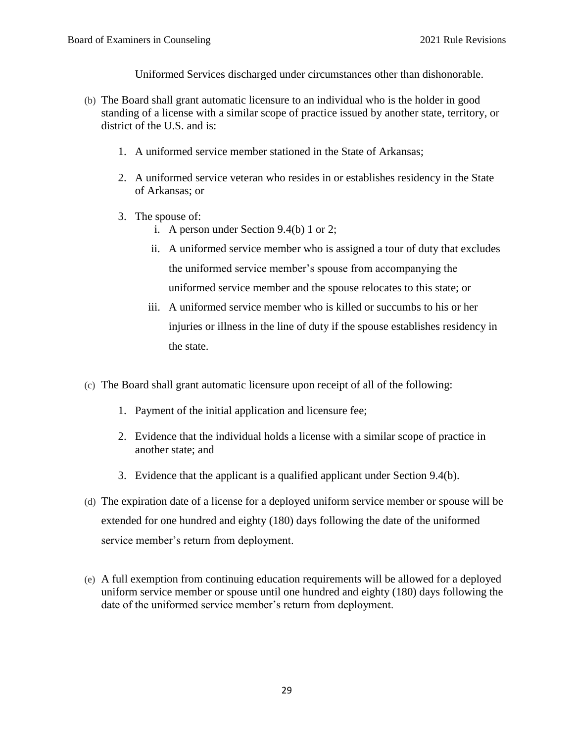Uniformed Services discharged under circumstances other than dishonorable.

(b) The Board shall grant automatic licensure to an individual who is the holder in good standing of a license with a similar scope of practice issued by another state, territory, or district of the U.S. and is:

1. A uniformed service member stationed in the State of Arkansas;

2. A uniformed service veteran who resides in or establishes residency in the State of Arkansas; or

3. The spouse of:
   i. A person under Section 9.4(b) 1 or 2;
   ii. A uniformed service member who is assigned a tour of duty that excludes the uniformed service member's spouse from accompanying the uniformed service member and the spouse relocates to this state; or
   iii. A uniformed service member who is killed or succumbs to his or her injuries or illness in the line of duty if the spouse establishes residency in the state.

(c) The Board shall grant automatic licensure upon receipt of all of the following:

1. Payment of the initial application and licensure fee;

2. Evidence that the individual holds a license with a similar scope of practice in another state; and

3. Evidence that the applicant is a qualified applicant under Section 9.4(b).

(d) The expiration date of a license for a deployed uniform service member or spouse will be extended for one hundred and eighty (180) days following the date of the uniformed service member's return from deployment.

(e) A full exemption from continuing education requirements will be allowed for a deployed uniform service member or spouse until one hundred and eighty (180) days following the date of the uniformed service member's return from deployment.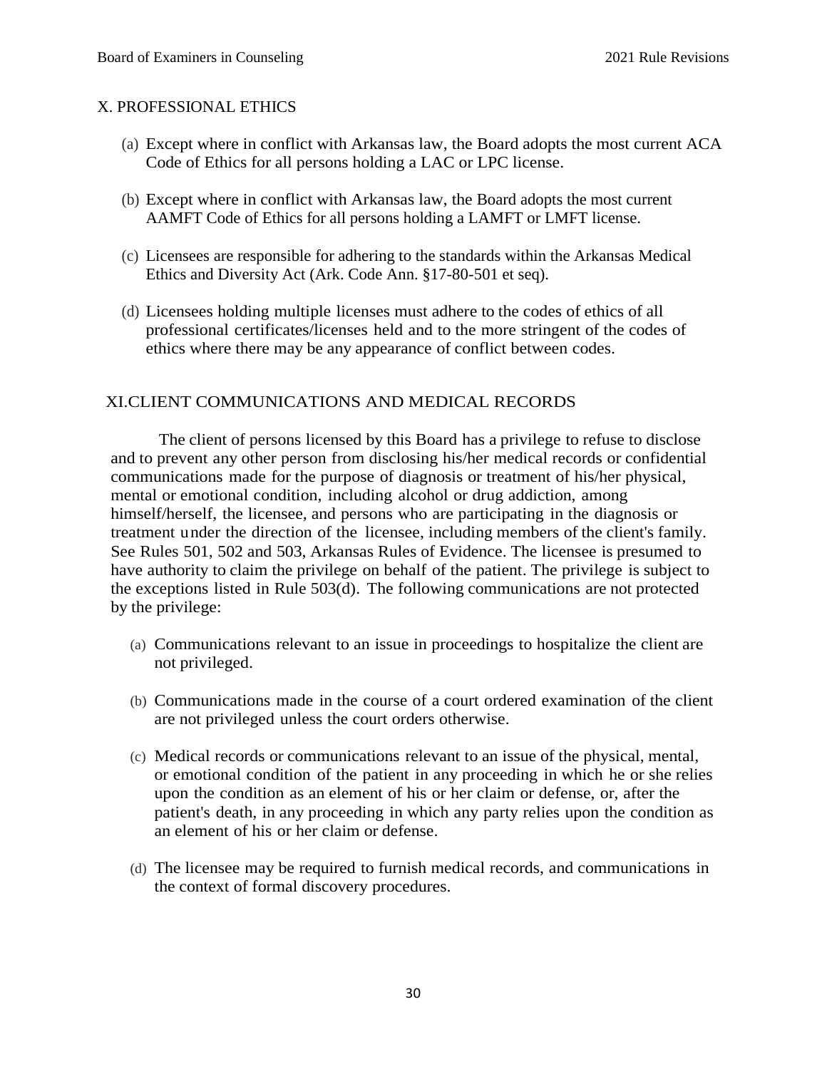## X. PROFESSIONAL ETHICS

(a) Except where in conflict with Arkansas law, the Board adopts the most current ACA Code of Ethics for all persons holding a LAC or LPC license.

(b) Except where in conflict with Arkansas law, the Board adopts the most current AAMFT Code of Ethics for all persons holding a LAMFT or LMFT license.

(c) Licensees are responsible for adhering to the standards within the Arkansas Medical Ethics and Diversity Act (Ark. Code Ann. §17-80-501 et seq).

(d) Licensees holding multiple licenses must adhere to the codes of ethics of all professional certificates/licenses held and to the more stringent of the codes of ethics where there may be any appearance of conflict between codes.

## XI.CLIENT COMMUNICATIONS AND MEDICAL RECORDS

The client of persons licensed by this Board has a privilege to refuse to disclose and to prevent any other person from disclosing his/her medical records or confidential communications made for the purpose of diagnosis or treatment of his/her physical, mental or emotional condition, including alcohol or drug addiction, among himself/herself, the licensee, and persons who are participating in the diagnosis or treatment under the direction of the licensee, including members of the client's family. See Rules 501, 502 and 503, Arkansas Rules of Evidence. The licensee is presumed to have authority to claim the privilege on behalf of the patient. The privilege is subject to the exceptions listed in Rule 503(d). The following communications are not protected by the privilege:

(a) Communications relevant to an issue in proceedings to hospitalize the client are not privileged.

(b) Communications made in the course of a court ordered examination of the client are not privileged unless the court orders otherwise.

(c) Medical records or communications relevant to an issue of the physical, mental, or emotional condition of the patient in any proceeding in which he or she relies upon the condition as an element of his or her claim or defense, or, after the patient's death, in any proceeding in which any party relies upon the condition as an element of his or her claim or defense.

(d) The licensee may be required to furnish medical records, and communications in the context of formal discovery procedures.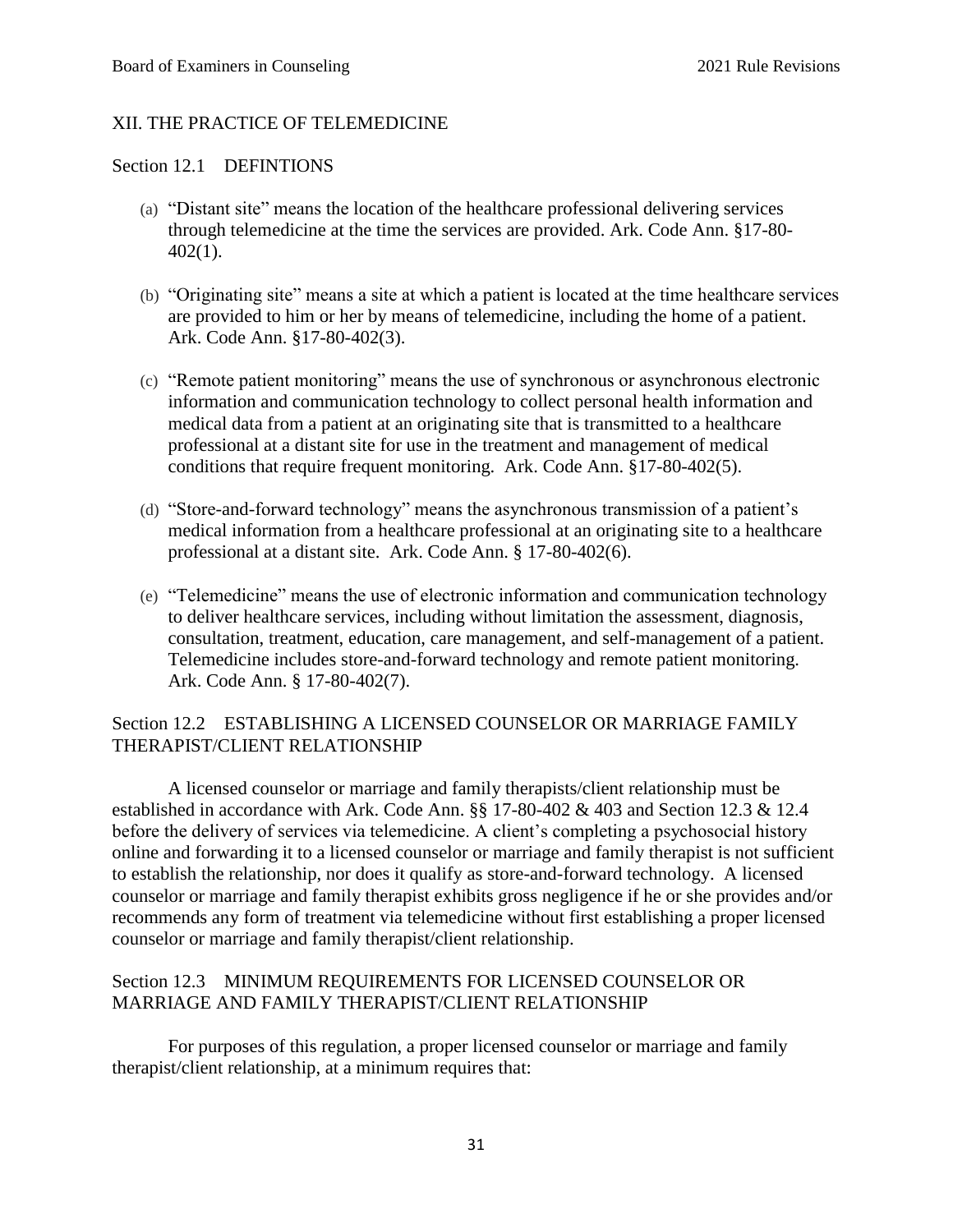## XII. THE PRACTICE OF TELEMEDICINE

### Section 12.1 DEFINTIONS

(a) "Distant site" means the location of the healthcare professional delivering services through telemedicine at the time the services are provided. Ark. Code Ann. §17-80-402(1).

(b) "Originating site" means a site at which a patient is located at the time healthcare services are provided to him or her by means of telemedicine, including the home of a patient. Ark. Code Ann. §17-80-402(3).

(c) "Remote patient monitoring" means the use of synchronous or asynchronous electronic information and communication technology to collect personal health information and medical data from a patient at an originating site that is transmitted to a healthcare professional at a distant site for use in the treatment and management of medical conditions that require frequent monitoring. Ark. Code Ann. §17-80-402(5).

(d) "Store-and-forward technology" means the asynchronous transmission of a patient's medical information from a healthcare professional at an originating site to a healthcare professional at a distant site. Ark. Code Ann. § 17-80-402(6).

(e) "Telemedicine" means the use of electronic information and communication technology to deliver healthcare services, including without limitation the assessment, diagnosis, consultation, treatment, education, care management, and self-management of a patient. Telemedicine includes store-and-forward technology and remote patient monitoring. Ark. Code Ann. § 17-80-402(7).

### Section 12.2 ESTABLISHING A LICENSED COUNSELOR OR MARRIAGE FAMILY THERAPIST/CLIENT RELATIONSHIP

A licensed counselor or marriage and family therapists/client relationship must be established in accordance with Ark. Code Ann. §§ 17-80-402 & 403 and Section 12.3 & 12.4 before the delivery of services via telemedicine. A client's completing a psychosocial history online and forwarding it to a licensed counselor or marriage and family therapist is not sufficient to establish the relationship, nor does it qualify as store-and-forward technology. A licensed counselor or marriage and family therapist exhibits gross negligence if he or she provides and/or recommends any form of treatment via telemedicine without first establishing a proper licensed counselor or marriage and family therapist/client relationship.

### Section 12.3 MINIMUM REQUIREMENTS FOR LICENSED COUNSELOR OR MARRIAGE AND FAMILY THERAPIST/CLIENT RELATIONSHIP

For purposes of this regulation, a proper licensed counselor or marriage and family therapist/client relationship, at a minimum requires that: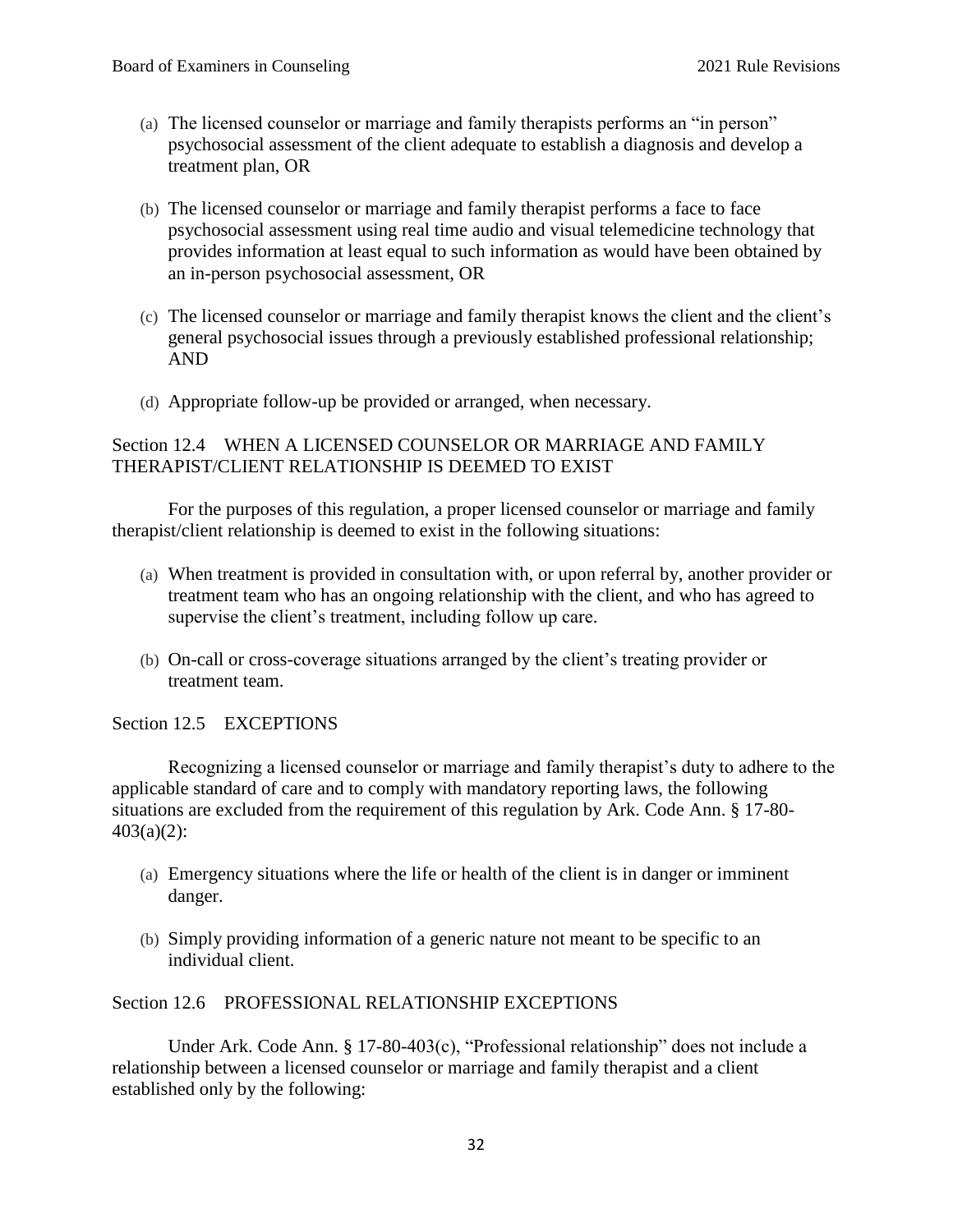(a) The licensed counselor or marriage and family therapists performs an "in person" psychosocial assessment of the client adequate to establish a diagnosis and develop a treatment plan, OR

(b) The licensed counselor or marriage and family therapist performs a face to face psychosocial assessment using real time audio and visual telemedicine technology that provides information at least equal to such information as would have been obtained by an in-person psychosocial assessment, OR

(c) The licensed counselor or marriage and family therapist knows the client and the client's general psychosocial issues through a previously established professional relationship; AND

(d) Appropriate follow-up be provided or arranged, when necessary.

## Section 12.4 WHEN A LICENSED COUNSELOR OR MARRIAGE AND FAMILY THERAPIST/CLIENT RELATIONSHIP IS DEEMED TO EXIST

For the purposes of this regulation, a proper licensed counselor or marriage and family therapist/client relationship is deemed to exist in the following situations:

(a) When treatment is provided in consultation with, or upon referral by, another provider or treatment team who has an ongoing relationship with the client, and who has agreed to supervise the client's treatment, including follow up care.

(b) On-call or cross-coverage situations arranged by the client's treating provider or treatment team.

## Section 12.5 EXCEPTIONS

Recognizing a licensed counselor or marriage and family therapist's duty to adhere to the applicable standard of care and to comply with mandatory reporting laws, the following situations are excluded from the requirement of this regulation by Ark. Code Ann. § 17-80-403(a)(2):

(a) Emergency situations where the life or health of the client is in danger or imminent danger.

(b) Simply providing information of a generic nature not meant to be specific to an individual client.

## Section 12.6 PROFESSIONAL RELATIONSHIP EXCEPTIONS

Under Ark. Code Ann. § 17-80-403(c), "Professional relationship" does not include a relationship between a licensed counselor or marriage and family therapist and a client established only by the following: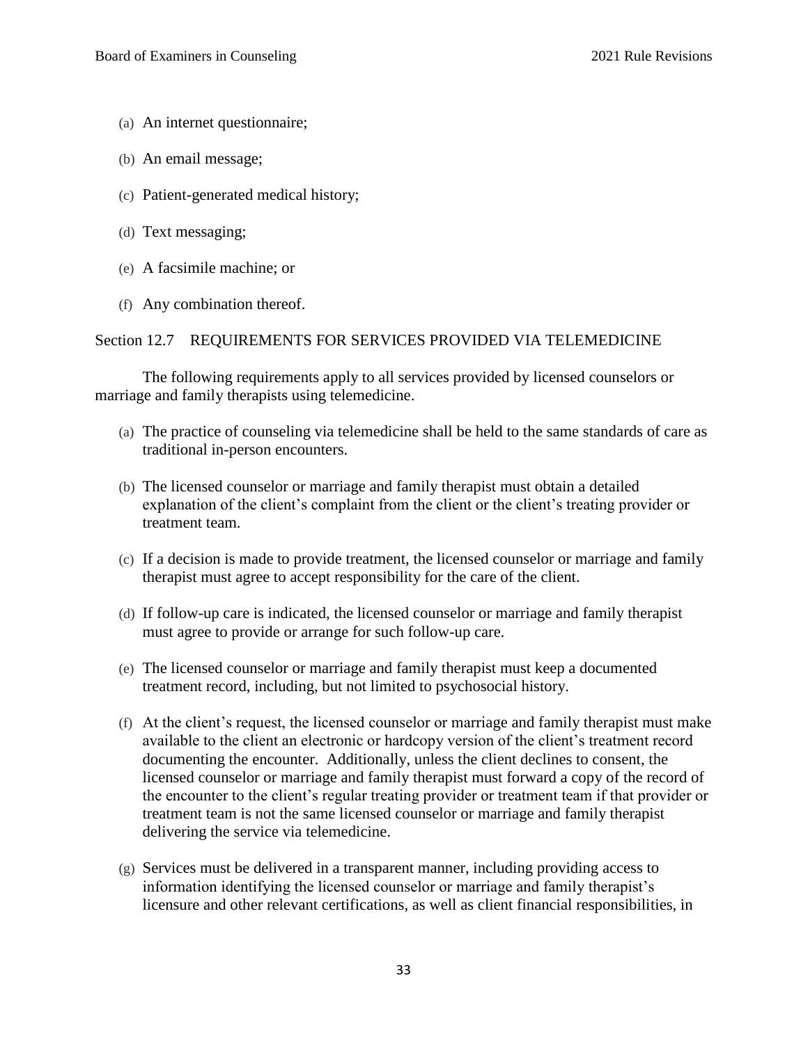(a) An internet questionnaire;

(b) An email message;

(c) Patient-generated medical history;

(d) Text messaging;

(e) A facsimile machine; or

(f) Any combination thereof.

## Section 12.7 REQUIREMENTS FOR SERVICES PROVIDED VIA TELEMEDICINE

The following requirements apply to all services provided by licensed counselors or marriage and family therapists using telemedicine.

(a) The practice of counseling via telemedicine shall be held to the same standards of care as traditional in-person encounters.

(b) The licensed counselor or marriage and family therapist must obtain a detailed explanation of the client's complaint from the client or the client's treating provider or treatment team.

(c) If a decision is made to provide treatment, the licensed counselor or marriage and family therapist must agree to accept responsibility for the care of the client.

(d) If follow-up care is indicated, the licensed counselor or marriage and family therapist must agree to provide or arrange for such follow-up care.

(e) The licensed counselor or marriage and family therapist must keep a documented treatment record, including, but not limited to psychosocial history.

(f) At the client's request, the licensed counselor or marriage and family therapist must make available to the client an electronic or hardcopy version of the client's treatment record documenting the encounter. Additionally, unless the client declines to consent, the licensed counselor or marriage and family therapist must forward a copy of the record of the encounter to the client's regular treating provider or treatment team if that provider or treatment team is not the same licensed counselor or marriage and family therapist delivering the service via telemedicine.

(g) Services must be delivered in a transparent manner, including providing access to information identifying the licensed counselor or marriage and family therapist's licensure and other relevant certifications, as well as client financial responsibilities, in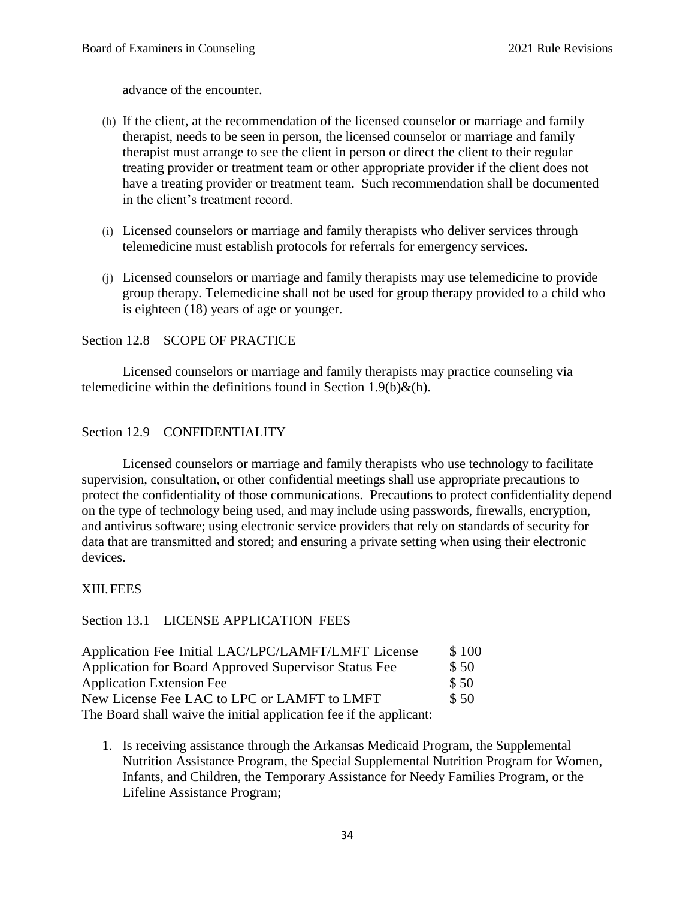advance of the encounter.

(h) If the client, at the recommendation of the licensed counselor or marriage and family therapist, needs to be seen in person, the licensed counselor or marriage and family therapist must arrange to see the client in person or direct the client to their regular treating provider or treatment team or other appropriate provider if the client does not have a treating provider or treatment team. Such recommendation shall be documented in the client's treatment record.

(i) Licensed counselors or marriage and family therapists who deliver services through telemedicine must establish protocols for referrals for emergency services.

(j) Licensed counselors or marriage and family therapists may use telemedicine to provide group therapy. Telemedicine shall not be used for group therapy provided to a child who is eighteen (18) years of age or younger.

Section 12.8 SCOPE OF PRACTICE

Licensed counselors or marriage and family therapists may practice counseling via telemedicine within the definitions found in Section 1.9(b)&(h).

Section 12.9 CONFIDENTIALITY

Licensed counselors or marriage and family therapists who use technology to facilitate supervision, consultation, or other confidential meetings shall use appropriate precautions to protect the confidentiality of those communications. Precautions to protect confidentiality depend on the type of technology being used, and may include using passwords, firewalls, encryption, and antivirus software; using electronic service providers that rely on standards of security for data that are transmitted and stored; and ensuring a private setting when using their electronic devices.

XIII. FEES

Section 13.1 LICENSE APPLICATION FEES

| | |
|---|---|
| Application Fee Initial LAC/LPC/LAMFT/LMFT License | \$ 100 |
| Application for Board Approved Supervisor Status Fee | \$ 50 |
| Application Extension Fee | \$ 50 |
| New License Fee LAC to LPC or LAMFT to LMFT | \$ 50 |

The Board shall waive the initial application fee if the applicant:

1. Is receiving assistance through the Arkansas Medicaid Program, the Supplemental Nutrition Assistance Program, the Special Supplemental Nutrition Program for Women, Infants, and Children, the Temporary Assistance for Needy Families Program, or the Lifeline Assistance Program;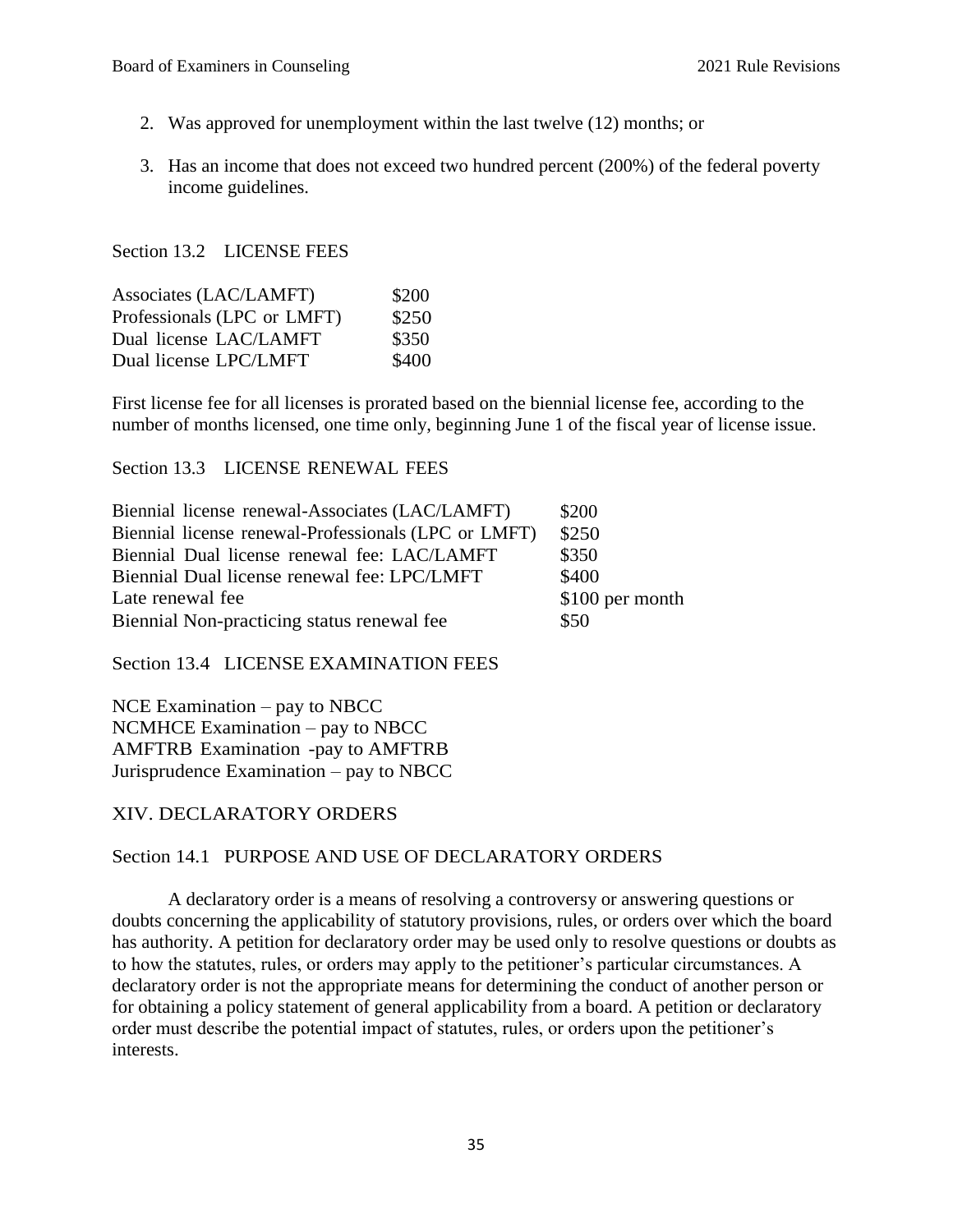2. Was approved for unemployment within the last twelve (12) months; or

3. Has an income that does not exceed two hundred percent (200%) of the federal poverty income guidelines.

Section 13.2 LICENSE FEES

| | |
|---|---|
| Associates (LAC/LAMFT) | $200 |
| Professionals (LPC or LMFT) | $250 |
| Dual license LAC/LAMFT | $350 |
| Dual license LPC/LMFT | $400 |

First license fee for all licenses is prorated based on the biennial license fee, according to the number of months licensed, one time only, beginning June 1 of the fiscal year of license issue.

Section 13.3 LICENSE RENEWAL FEES

| | |
|---|---|
| Biennial license renewal-Associates (LAC/LAMFT) | $200 |
| Biennial license renewal-Professionals (LPC or LMFT) | $250 |
| Biennial Dual license renewal fee: LAC/LAMFT | $350 |
| Biennial Dual license renewal fee: LPC/LMFT | $400 |
| Late renewal fee | $100 per month |
| Biennial Non-practicing status renewal fee | $50 |

Section 13.4 LICENSE EXAMINATION FEES

NCE Examination – pay to NBCC
NCMHCE Examination – pay to NBCC
AMFTRB Examination -pay to AMFTRB
Jurisprudence Examination – pay to NBCC

## XIV. DECLARATORY ORDERS

Section 14.1 PURPOSE AND USE OF DECLARATORY ORDERS

A declaratory order is a means of resolving a controversy or answering questions or doubts concerning the applicability of statutory provisions, rules, or orders over which the board has authority. A petition for declaratory order may be used only to resolve questions or doubts as to how the statutes, rules, or orders may apply to the petitioner's particular circumstances. A declaratory order is not the appropriate means for determining the conduct of another person or for obtaining a policy statement of general applicability from a board. A petition or declaratory order must describe the potential impact of statutes, rules, or orders upon the petitioner's interests.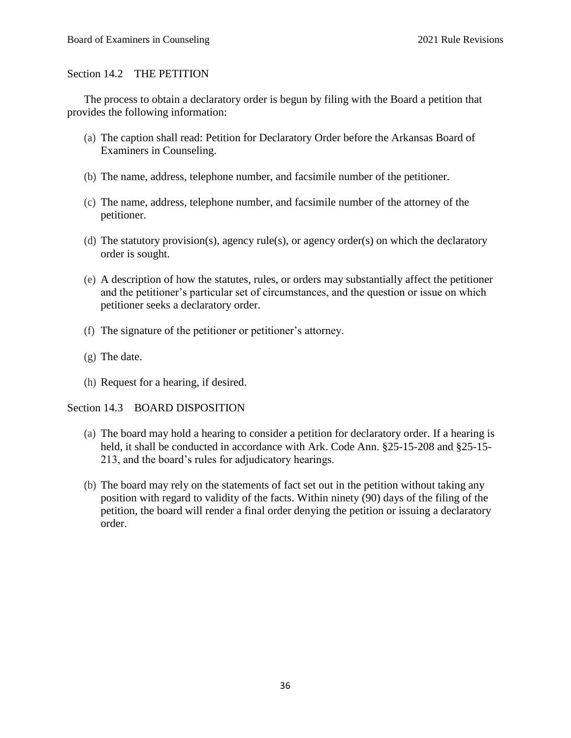## Section 14.2 THE PETITION

The process to obtain a declaratory order is begun by filing with the Board a petition that provides the following information:

(a) The caption shall read: Petition for Declaratory Order before the Arkansas Board of Examiners in Counseling.

(b) The name, address, telephone number, and facsimile number of the petitioner.

(c) The name, address, telephone number, and facsimile number of the attorney of the petitioner.

(d) The statutory provision(s), agency rule(s), or agency order(s) on which the declaratory order is sought.

(e) A description of how the statutes, rules, or orders may substantially affect the petitioner and the petitioner's particular set of circumstances, and the question or issue on which petitioner seeks a declaratory order.

(f) The signature of the petitioner or petitioner's attorney.

(g) The date.

(h) Request for a hearing, if desired.

## Section 14.3 BOARD DISPOSITION

(a) The board may hold a hearing to consider a petition for declaratory order. If a hearing is held, it shall be conducted in accordance with Ark. Code Ann. §25-15-208 and §25-15-213, and the board's rules for adjudicatory hearings.

(b) The board may rely on the statements of fact set out in the petition without taking any position with regard to validity of the facts. Within ninety (90) days of the filing of the petition, the board will render a final order denying the petition or issuing a declaratory order.